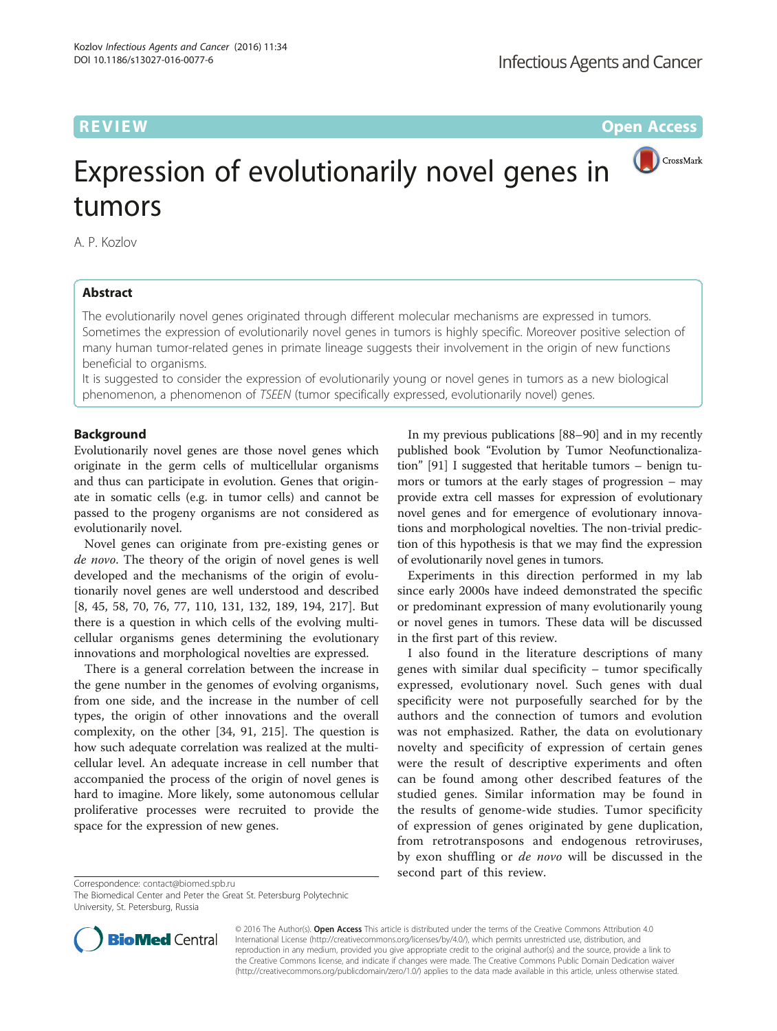REVIEW Open Access

# Expression of evolutionarily novel genes in tumors

A. P. Kozlov

## Abstract

The evolutionarily novel genes originated through different molecular mechanisms are expressed in tumors. Sometimes the expression of evolutionarily novel genes in tumors is highly specific. Moreover positive selection of many human tumor-related genes in primate lineage suggests their involvement in the origin of new functions beneficial to organisms.

It is suggested to consider the expression of evolutionarily young or novel genes in tumors as a new biological phenomenon, a phenomenon of *TSEEN* (tumor specifically expressed, evolutionarily novel) genes.

## Background

Evolutionarily novel genes are those novel genes which originate in the germ cells of multicellular organisms and thus can participate in evolution. Genes that originate in somatic cells (e.g. in tumor cells) and cannot be passed to the progeny organisms are not considered as evolutionarily novel.

Novel genes can originate from pre-existing genes or *de novo*. The theory of the origin of novel genes is well developed and the mechanisms of the origin of evolutionarily novel genes are well understood and described [8, 45, 58, 70, 76, 77, 110, 131, 132, 189, 194, 217]. But there is a question in which cells of the evolving multicellular organisms genes determining the evolutionary innovations and morphological novelties are expressed.

There is a general correlation between the increase in the gene number in the genomes of evolving organisms, from one side, and the increase in the number of cell types, the origin of other innovations and the overall complexity, on the other [34, 91, 215]. The question is how such adequate correlation was realized at the multicellular level. An adequate increase in cell number that accompanied the process of the origin of novel genes is hard to imagine. More likely, some autonomous cellular proliferative processes were recruited to provide the space for the expression of new genes.

In my previous publications [88–90] and in my recently published book "Evolution by Tumor Neofunctionalization" [91] I suggested that heritable tumors – benign tumors or tumors at the early stages of progression – may provide extra cell masses for expression of evolutionary novel genes and for emergence of evolutionary innovations and morphological novelties. The non-trivial prediction of this hypothesis is that we may find the expression of evolutionarily novel genes in tumors.

Experiments in this direction performed in my lab since early 2000s have indeed demonstrated the specific or predominant expression of many evolutionarily young or novel genes in tumors. These data will be discussed in the first part of this review.

I also found in the literature descriptions of many genes with similar dual specificity – tumor specifically expressed, evolutionary novel. Such genes with dual specificity were not purposefully searched for by the authors and the connection of tumors and evolution was not emphasized. Rather, the data on evolutionary novelty and specificity of expression of certain genes were the result of descriptive experiments and often can be found among other described features of the studied genes. Similar information may be found in the results of genome-wide studies. Tumor specificity of expression of genes originated by gene duplication, from retrotransposons and endogenous retroviruses, by exon shuffling or *de novo* will be discussed in the second part of this review.

Correspondence: contact@biomed.spb.ru
The Biomedical Center and Peter the Great St. Petersburg Polytechnic University, St. Petersburg, Russia

© 2016 The Author(s). **Open Access** This article is distributed under the terms of the Creative Commons Attribution 4.0 International License (http://creativecommons.org/licenses/by/4.0/), which permits unrestricted use, distribution, and reproduction in any medium, provided you give appropriate credit to the original author(s) and the source, provide a link to the Creative Commons license, and indicate if changes were made. The Creative Commons Public Domain Dedication waiver (http://creativecommons.org/publicdomain/zero/1.0/) applies to the data made available in this article, unless otherwise stated.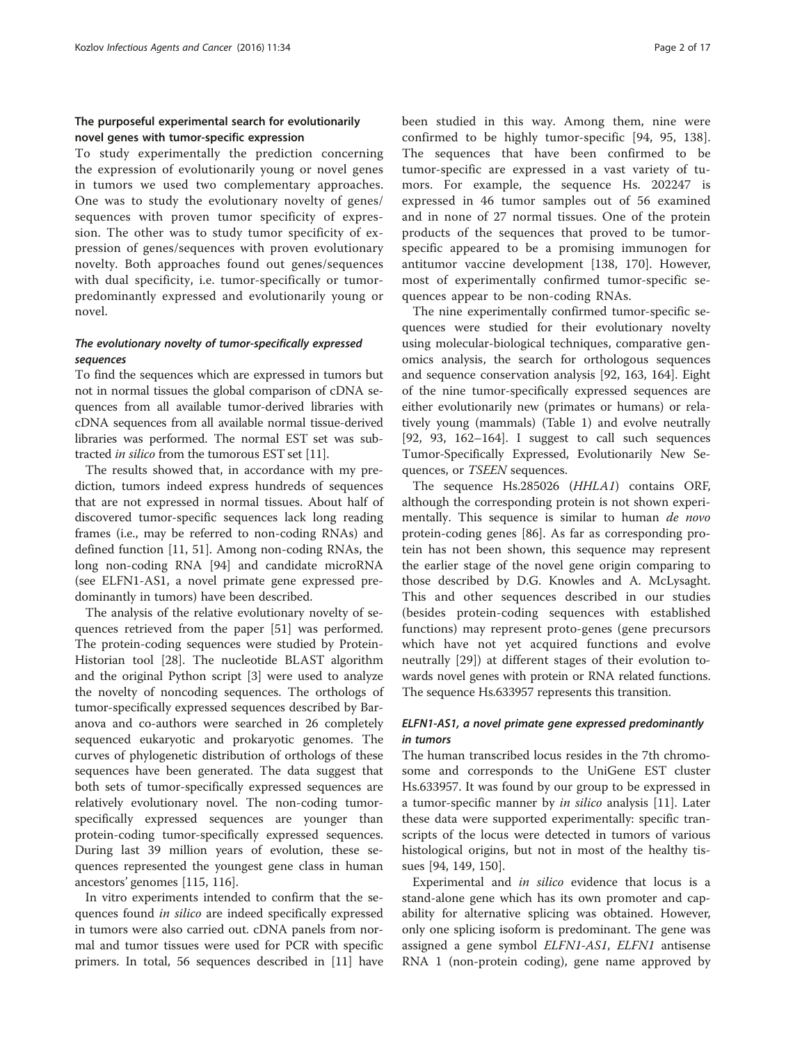## The purposeful experimental search for evolutionarily novel genes with tumor-specific expression

To study experimentally the prediction concerning the expression of evolutionarily young or novel genes in tumors we used two complementary approaches. One was to study the evolutionary novelty of genes/sequences with proven tumor specificity of expression. The other was to study tumor specificity of expression of genes/sequences with proven evolutionary novelty. Both approaches found out genes/sequences with dual specificity, i.e. tumor-specifically or tumor-predominantly expressed and evolutionarily young or novel.

### *The evolutionary novelty of tumor-specifically expressed sequences*

To find the sequences which are expressed in tumors but not in normal tissues the global comparison of cDNA sequences from all available tumor-derived libraries with cDNA sequences from all available normal tissue-derived libraries was performed. The normal EST set was subtracted *in silico* from the tumorous EST set [11].

The results showed that, in accordance with my prediction, tumors indeed express hundreds of sequences that are not expressed in normal tissues. About half of discovered tumor-specific sequences lack long reading frames (i.e., may be referred to non-coding RNAs) and defined function [11, 51]. Among non-coding RNAs, the long non-coding RNA [94] and candidate microRNA (see ELFN1-AS1, a novel primate gene expressed predominantly in tumors) have been described.

The analysis of the relative evolutionary novelty of sequences retrieved from the paper [51] was performed. The protein-coding sequences were studied by ProteinHistorian tool [28]. The nucleotide BLAST algorithm and the original Python script [3] were used to analyze the novelty of noncoding sequences. The orthologs of tumor-specifically expressed sequences described by Baranova and co-authors were searched in 26 completely sequenced eukaryotic and prokaryotic genomes. The curves of phylogenetic distribution of orthologs of these sequences have been generated. The data suggest that both sets of tumor-specifically expressed sequences are relatively evolutionary novel. The non-coding tumor-specifically expressed sequences are younger than protein-coding tumor-specifically expressed sequences. During last 39 million years of evolution, these sequences represented the youngest gene class in human ancestors' genomes [115, 116].

In vitro experiments intended to confirm that the sequences found *in silico* are indeed specifically expressed in tumors were also carried out. cDNA panels from normal and tumor tissues were used for PCR with specific primers. In total, 56 sequences described in [11] have been studied in this way. Among them, nine were confirmed to be highly tumor-specific [94, 95, 138]. The sequences that have been confirmed to be tumor-specific are expressed in a vast variety of tumors. For example, the sequence Hs. 202247 is expressed in 46 tumor samples out of 56 examined and in none of 27 normal tissues. One of the protein products of the sequences that proved to be tumor-specific appeared to be a promising immunogen for antitumor vaccine development [138, 170]. However, most of experimentally confirmed tumor-specific sequences appear to be non-coding RNAs.

The nine experimentally confirmed tumor-specific sequences were studied for their evolutionary novelty using molecular-biological techniques, comparative genomics analysis, the search for orthologous sequences and sequence conservation analysis [92, 163, 164]. Eight of the nine tumor-specifically expressed sequences are either evolutionarily new (primates or humans) or relatively young (mammals) (Table 1) and evolve neutrally [92, 93, 162–164]. I suggest to call such sequences Tumor-Specifically Expressed, Evolutionarily New Sequences, or *TSEEN* sequences.

The sequence Hs.285026 (*HHLA1*) contains ORF, although the corresponding protein is not shown experimentally. This sequence is similar to human *de novo* protein-coding genes [86]. As far as corresponding protein has not been shown, this sequence may represent the earlier stage of the novel gene origin comparing to those described by D.G. Knowles and A. McLysaght. This and other sequences described in our studies (besides protein-coding sequences with established functions) may represent proto-genes (gene precursors which have not yet acquired functions and evolve neutrally [29]) at different stages of their evolution towards novel genes with protein or RNA related functions. The sequence Hs.633957 represents this transition.

### *ELFN1-AS1, a novel primate gene expressed predominantly in tumors*

The human transcribed locus resides in the 7th chromosome and corresponds to the UniGene EST cluster Hs.633957. It was found by our group to be expressed in a tumor-specific manner by *in silico* analysis [11]. Later these data were supported experimentally: specific transcripts of the locus were detected in tumors of various histological origins, but not in most of the healthy tissues [94, 149, 150].

Experimental and *in silico* evidence that locus is a stand-alone gene which has its own promoter and capability for alternative splicing was obtained. However, only one splicing isoform is predominant. The gene was assigned a gene symbol *ELFN1-AS1*, *ELFN1* antisense RNA 1 (non-protein coding), gene name approved by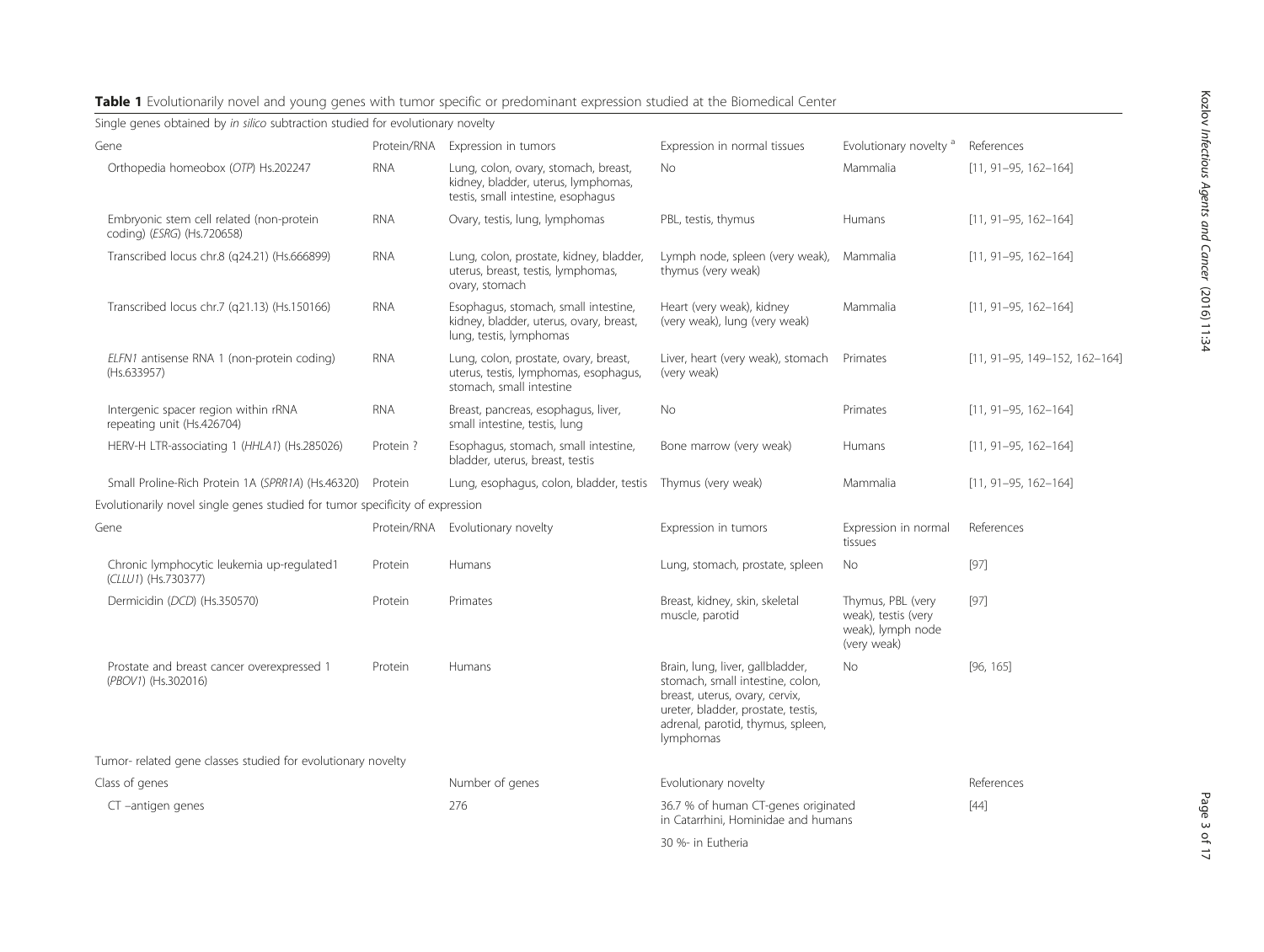**Table 1** Evolutionarily novel and young genes with tumor specific or predominant expression studied at the Biomedical Center

| Single genes obtained by *in silico* subtraction studied for evolutionary novelty | | | | | |
|---|---|---|---|---|---|
| Gene | Protein/RNA | Expression in tumors | Expression in normal tissues | Evolutionary novelty [a] | References |
| Orthopedia homeobox (*OTP*) Hs.202247 | RNA | Lung, colon, ovary, stomach, breast, kidney, bladder, uterus, lymphomas, testis, small intestine, esophagus | No | Mammalia | [11, 91–95, 162–164] |
| Embryonic stem cell related (non-protein coding) (*ESRG*) (Hs.720658) | RNA | Ovary, testis, lung, lymphomas | PBL, testis, thymus | Humans | [11, 91–95, 162–164] |
| Transcribed locus chr.8 (q24.21) (Hs.666899) | RNA | Lung, colon, prostate, kidney, bladder, uterus, breast, testis, lymphomas, ovary, stomach | Lymph node, spleen (very weak), thymus (very weak) | Mammalia | [11, 91–95, 162–164] |
| Transcribed locus chr.7 (q21.13) (Hs.150166) | RNA | Esophagus, stomach, small intestine, kidney, bladder, uterus, ovary, breast, lung, testis, lymphomas | Heart (very weak), kidney (very weak), lung (very weak) | Mammalia | [11, 91–95, 162–164] |
| *ELFN1* antisense RNA 1 (non-protein coding) (Hs.633957) | RNA | Lung, colon, prostate, ovary, breast, uterus, testis, lymphomas, esophagus, stomach, small intestine | Liver, heart (very weak), stomach (very weak) | Primates | [11, 91–95, 149–152, 162–164] |
| Intergenic spacer region within rRNA repeating unit (Hs.426704) | RNA | Breast, pancreas, esophagus, liver, small intestine, testis, lung | No | Primates | [11, 91–95, 162–164] |
| HERV-H LTR-associating 1 (*HHLA1*) (Hs.285026) | Protein ? | Esophagus, stomach, small intestine, bladder, uterus, breast, testis | Bone marrow (very weak) | Humans | [11, 91–95, 162–164] |
| Small Proline-Rich Protein 1A (*SPRR1A*) (Hs.46320) | Protein | Lung, esophagus, colon, bladder, testis | Thymus (very weak) | Mammalia | [11, 91–95, 162–164] |
| Evolutionarily novel single genes studied for tumor specificity of expression | | | | | |
| Gene | Protein/RNA | Evolutionary novelty | Expression in tumors | Expression in normal tissues | References |
| Chronic lymphocytic leukemia up-regulated1 (*CLLU1*) (Hs.730377) | Protein | Humans | Lung, stomach, prostate, spleen | No | [97] |
| Dermicidin (*DCD*) (Hs.350570) | Protein | Primates | Breast, kidney, skin, skeletal muscle, parotid | Thymus, PBL (very weak), testis (very weak), lymph node (very weak) | [97] |
| Prostate and breast cancer overexpressed 1 (*PBOV1*) (Hs.302016) | Protein | Humans | Brain, lung, liver, gallbladder, stomach, small intestine, colon, breast, uterus, ovary, cervix, ureter, bladder, prostate, testis, adrenal, parotid, thymus, spleen, lymphomas | No | [96, 165] |
| Tumor- related gene classes studied for evolutionary novelty | | | | | |
| Class of genes | | Number of genes | Evolutionary novelty | | References |
| CT –antigen genes | | 276 | 36.7 % of human CT-genes originated in Catarrhini, Hominidae and humans | | [44] |
| | | | 30 %- in Eutheria | | |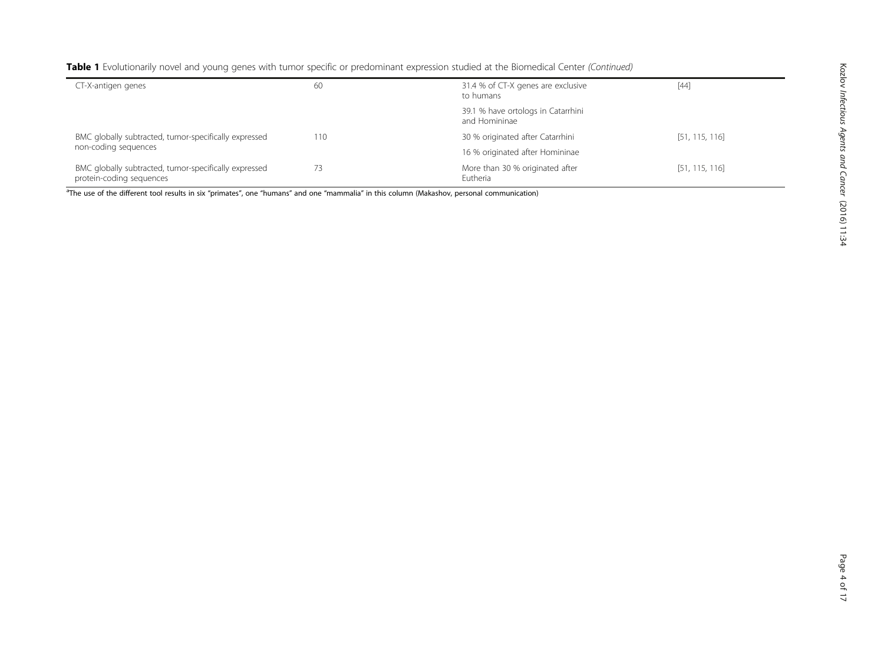**Table 1** Evolutionarily novel and young genes with tumor specific or predominant expression studied at the Biomedical Center *(Continued)*

| | | | |
|---|---|---|---|
| CT-X-antigen genes | 60 | 31.4 % of CT-X genes are exclusive to humans | [44] |
| | | 39.1 % have ortologs in Catarrhini and Homininae | |
| BMC globally subtracted, tumor-specifically expressed non-coding sequences | 110 | 30 % originated after Catarrhini | [51, 115, 116] |
| | | 16 % originated after Homininae | |
| BMC globally subtracted, tumor-specifically expressed protein-coding sequences | 73 | More than 30 % originated after Eutheria | [51, 115, 116] |

[a]The use of the different tool results in six "primates", one "humans" and one "mammalia" in this column (Makashov, personal communication)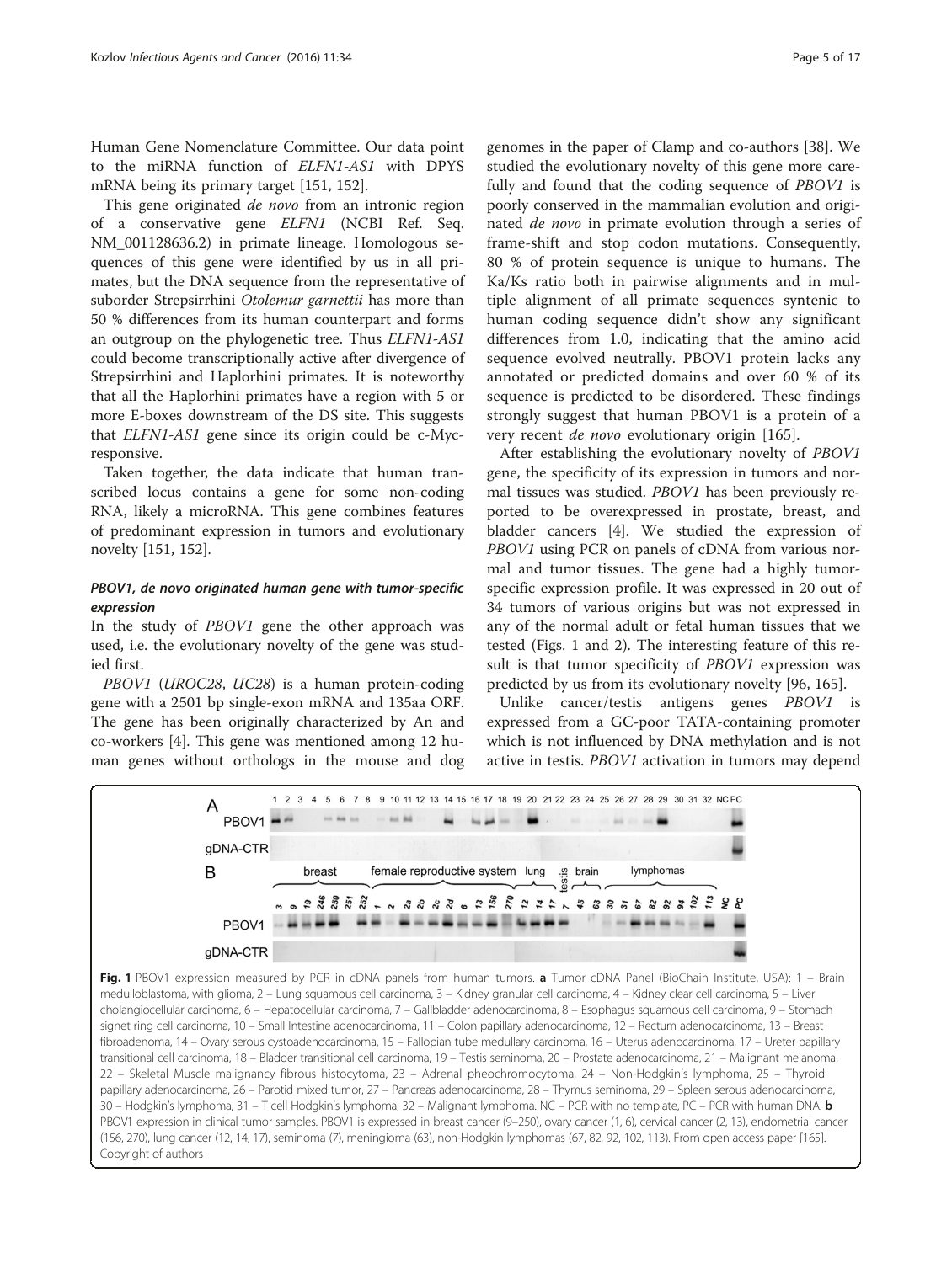Human Gene Nomenclature Committee. Our data point to the miRNA function of *ELFN1-AS1* with DPYS mRNA being its primary target [151, 152].

This gene originated *de novo* from an intronic region of a conservative gene *ELFN1* (NCBI Ref. Seq. NM_001128636.2) in primate lineage. Homologous sequences of this gene were identified by us in all primates, but the DNA sequence from the representative of suborder Strepsirrhini *Otolemur garnettii* has more than 50 % differences from its human counterpart and forms an outgroup on the phylogenetic tree. Thus *ELFN1-AS1* could become transcriptionally active after divergence of Strepsirrhini and Haplorhini primates. It is noteworthy that all the Haplorhini primates have a region with 5 or more E-boxes downstream of the DS site. This suggests that *ELFN1-AS1* gene since its origin could be c-Myc-responsive.

Taken together, the data indicate that human transcribed locus contains a gene for some non-coding RNA, likely a microRNA. This gene combines features of predominant expression in tumors and evolutionary novelty [151, 152].

### *PBOV1, de novo originated human gene with tumor-specific expression*

In the study of *PBOV1* gene the other approach was used, i.e. the evolutionary novelty of the gene was studied first.

*PBOV1* (*UROC28*, *UC28*) is a human protein-coding gene with a 2501 bp single-exon mRNA and 135aa ORF. The gene has been originally characterized by An and co-workers [4]. This gene was mentioned among 12 human genes without orthologs in the mouse and dog genomes in the paper of Clamp and co-authors [38]. We studied the evolutionary novelty of this gene more carefully and found that the coding sequence of *PBOV1* is poorly conserved in the mammalian evolution and originated *de novo* in primate evolution through a series of frame-shift and stop codon mutations. Consequently, 80 % of protein sequence is unique to humans. The Ka/Ks ratio both in pairwise alignments and in multiple alignment of all primate sequences syntenic to human coding sequence didn't show any significant differences from 1.0, indicating that the amino acid sequence evolved neutrally. PBOV1 protein lacks any annotated or predicted domains and over 60 % of its sequence is predicted to be disordered. These findings strongly suggest that human PBOV1 is a protein of a very recent *de novo* evolutionary origin [165].

After establishing the evolutionary novelty of *PBOV1* gene, the specificity of its expression in tumors and normal tissues was studied. *PBOV1* has been previously reported to be overexpressed in prostate, breast, and bladder cancers [4]. We studied the expression of *PBOV1* using PCR on panels of cDNA from various normal and tumor tissues. The gene had a highly tumor-specific expression profile. It was expressed in 20 out of 34 tumors of various origins but was not expressed in any of the normal adult or fetal human tissues that we tested (Figs. 1 and 2). The interesting feature of this result is that tumor specificity of *PBOV1* expression was predicted by us from its evolutionary novelty [96, 165].

Unlike cancer/testis antigens genes *PBOV1* is expressed from a GC-poor TATA-containing promoter which is not influenced by DNA methylation and is not active in testis. *PBOV1* activation in tumors may depend

**Fig. 1** PBOV1 expression measured by PCR in cDNA panels from human tumors. **a** Tumor cDNA Panel (BioChain Institute, USA): 1 – Brain medulloblastoma, with glioma, 2 – Lung squamous cell carcinoma, 3 – Kidney granular cell carcinoma, 4 – Kidney clear cell carcinoma, 5 – Liver cholangiocellular carcinoma, 6 – Hepatocellular carcinoma, 7 – Gallbladder adenocarcinoma, 8 – Esophagus squamous cell carcinoma, 9 – Stomach signet ring cell carcinoma, 10 – Small Intestine adenocarcinoma, 11 – Colon papillary adenocarcinoma, 12 – Rectum adenocarcinoma, 13 – Breast fibroadenoma, 14 – Ovary serous cystoadenocarcinoma, 15 – Fallopian tube medullary carcinoma, 16 – Uterus adenocarcinoma, 17 – Ureter papillary transitional cell carcinoma, 18 – Bladder transitional cell carcinoma, 19 – Testis seminoma, 20 – Prostate adenocarcinoma, 21 – Malignant melanoma, 22 – Skeletal Muscle malignancy fibrous histocytoma, 23 – Adrenal pheochromocytoma, 24 – Non-Hodgkin's lymphoma, 25 – Thyroid papillary adenocarcinoma, 26 – Parotid mixed tumor, 27 – Pancreas adenocarcinoma, 28 – Thymus seminoma, 29 – Spleen serous adenocarcinoma, 30 – Hodgkin's lymphoma, 31 – T cell Hodgkin's lymphoma, 32 – Malignant lymphoma. NC – PCR with no template, PC – PCR with human DNA. **b** PBOV1 expression in clinical tumor samples. PBOV1 is expressed in breast cancer (9–250), ovary cancer (1, 6), cervical cancer (2, 13), endometrial cancer (156, 270), lung cancer (12, 14, 17), seminoma (7), meningioma (63), non-Hodgkin lymphomas (67, 82, 92, 102, 113). From open access paper [165]. Copyright of authors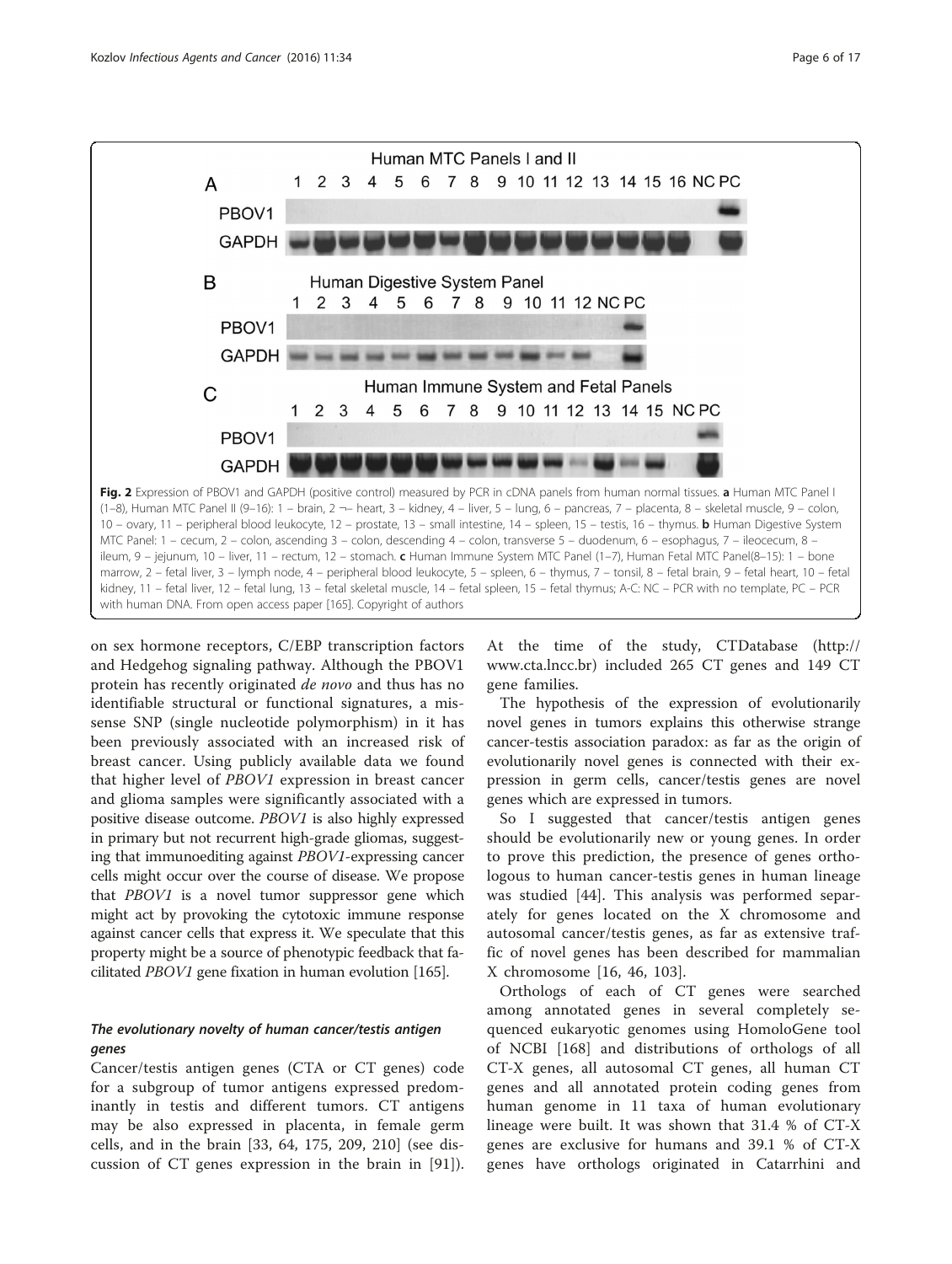Fig. 2 Expression of PBOV1 and GAPDH (positive control) measured by PCR in cDNA panels from human normal tissues. **a** Human MTC Panel I (1–8), Human MTC Panel II (9–16): 1 – brain, 2 – heart, 3 – kidney, 4 – liver, 5 – lung, 6 – pancreas, 7 – placenta, 8 – skeletal muscle, 9 – colon, 10 – ovary, 11 – peripheral blood leukocyte, 12 – prostate, 13 – small intestine, 14 – spleen, 15 – testis, 16 – thymus. **b** Human Digestive System MTC Panel: 1 – cecum, 2 – colon, ascending 3 – colon, descending 4 – colon, transverse 5 – duodenum, 6 – esophagus, 7 – ileocecum, 8 – ileum, 9 – jejunum, 10 – liver, 11 – rectum, 12 – stomach. **c** Human Immune System MTC Panel (1–7), Human Fetal MTC Panel(8–15): 1 – bone marrow, 2 – fetal liver, 3 – lymph node, 4 – peripheral blood leukocyte, 5 – spleen, 6 – thymus, 7 – tonsil, 8 – fetal brain, 9 – fetal heart, 10 – fetal kidney, 11 – fetal liver, 12 – fetal lung, 13 – fetal skeletal muscle, 14 – fetal spleen, 15 – fetal thymus; A-C: NC – PCR with no template, PC – PCR with human DNA. From open access paper [165]. Copyright of authors

on sex hormone receptors, C/EBP transcription factors and Hedgehog signaling pathway. Although the PBOV1 protein has recently originated *de novo* and thus has no identifiable structural or functional signatures, a missense SNP (single nucleotide polymorphism) in it has been previously associated with an increased risk of breast cancer. Using publicly available data we found that higher level of *PBOV1* expression in breast cancer and glioma samples were significantly associated with a positive disease outcome. *PBOV1* is also highly expressed in primary but not recurrent high-grade gliomas, suggesting that immunoediting against *PBOV1*-expressing cancer cells might occur over the course of disease. We propose that *PBOV1* is a novel tumor suppressor gene which might act by provoking the cytotoxic immune response against cancer cells that express it. We speculate that this property might be a source of phenotypic feedback that facilitated *PBOV1* gene fixation in human evolution [165].

### The evolutionary novelty of human cancer/testis antigen genes

Cancer/testis antigen genes (CTA or CT genes) code for a subgroup of tumor antigens expressed predominantly in testis and different tumors. CT antigens may be also expressed in placenta, in female germ cells, and in the brain [33, 64, 175, 209, 210] (see discussion of CT genes expression in the brain in [91]). At the time of the study, CTDatabase (http://www.cta.lncc.br) included 265 CT genes and 149 CT gene families.

The hypothesis of the expression of evolutionarily novel genes in tumors explains this otherwise strange cancer-testis association paradox: as far as the origin of evolutionarily novel genes is connected with their expression in germ cells, cancer/testis genes are novel genes which are expressed in tumors.

So I suggested that cancer/testis antigen genes should be evolutionarily new or young genes. In order to prove this prediction, the presence of genes orthologous to human cancer-testis genes in human lineage was studied [44]. This analysis was performed separately for genes located on the X chromosome and autosomal cancer/testis genes, as far as extensive traffic of novel genes has been described for mammalian X chromosome [16, 46, 103].

Orthologs of each of CT genes were searched among annotated genes in several completely sequenced eukaryotic genomes using HomoloGene tool of NCBI [168] and distributions of orthologs of all CT-X genes, all autosomal CT genes, all human CT genes and all annotated protein coding genes from human genome in 11 taxa of human evolutionary lineage were built. It was shown that 31.4 % of CT-X genes are exclusive for humans and 39.1 % of CT-X genes have orthologs originated in Catarrhini and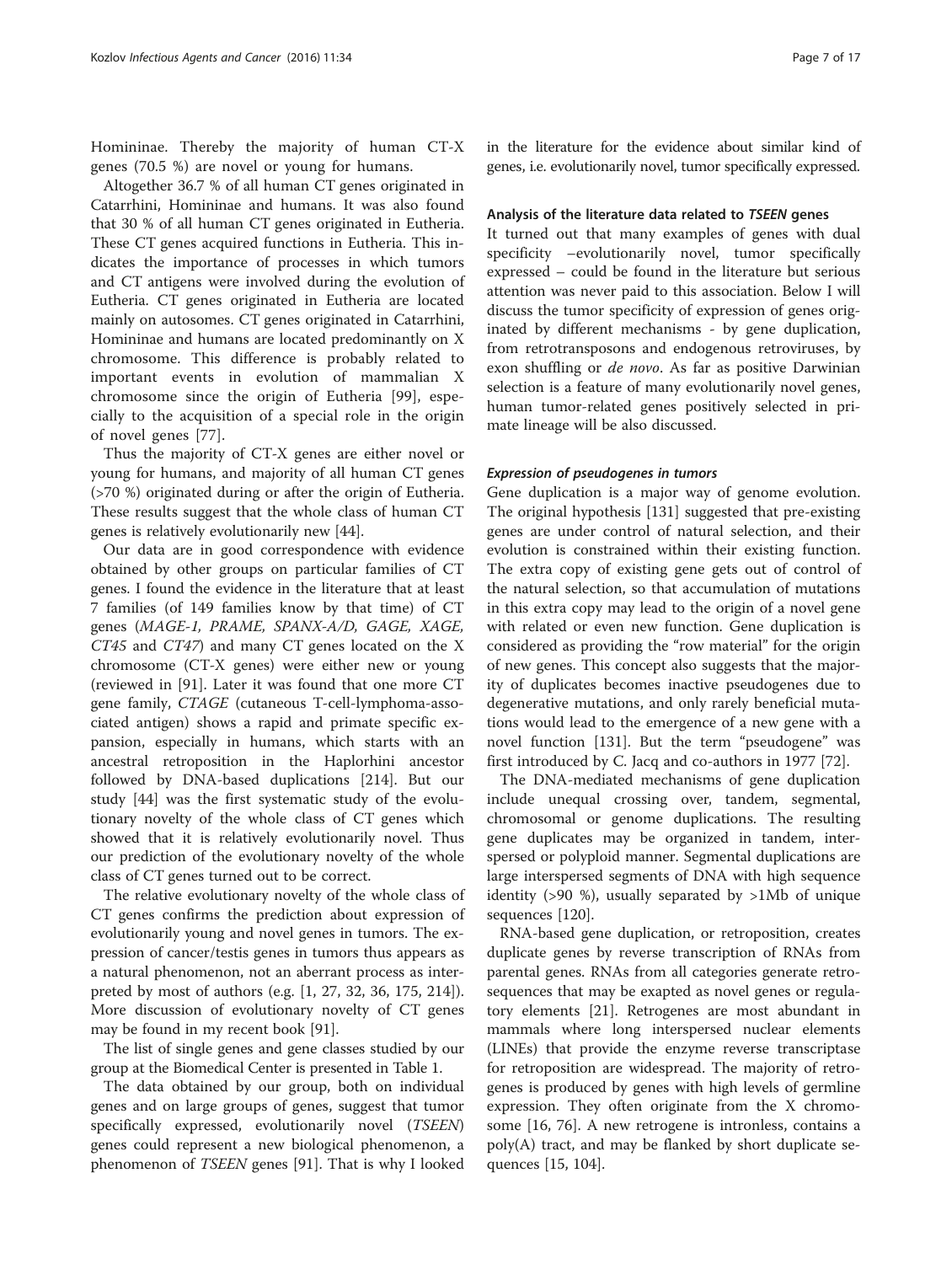Homininae. Thereby the majority of human CT-X genes (70.5 %) are novel or young for humans.

Altogether 36.7 % of all human CT genes originated in Catarrhini, Homininae and humans. It was also found that 30 % of all human CT genes originated in Eutheria. These CT genes acquired functions in Eutheria. This indicates the importance of processes in which tumors and CT antigens were involved during the evolution of Eutheria. CT genes originated in Eutheria are located mainly on autosomes. CT genes originated in Catarrhini, Homininae and humans are located predominantly on X chromosome. This difference is probably related to important events in evolution of mammalian X chromosome since the origin of Eutheria [99], especially to the acquisition of a special role in the origin of novel genes [77].

Thus the majority of CT-X genes are either novel or young for humans, and majority of all human CT genes (>70 %) originated during or after the origin of Eutheria. These results suggest that the whole class of human CT genes is relatively evolutionarily new [44].

Our data are in good correspondence with evidence obtained by other groups on particular families of CT genes. I found the evidence in the literature that at least 7 families (of 149 families know by that time) of CT genes (*MAGE-1, PRAME, SPANX-A/D, GAGE, XAGE, CT45* and *CT47*) and many CT genes located on the X chromosome (CT-X genes) were either new or young (reviewed in [91]. Later it was found that one more CT gene family, *CTAGE* (cutaneous T-cell-lymphoma-associated antigen) shows a rapid and primate specific expansion, especially in humans, which starts with an ancestral retroposition in the Haplorhini ancestor followed by DNA-based duplications [214]. But our study [44] was the first systematic study of the evolutionary novelty of the whole class of CT genes which showed that it is relatively evolutionarily novel. Thus our prediction of the evolutionary novelty of the whole class of CT genes turned out to be correct.

The relative evolutionary novelty of the whole class of CT genes confirms the prediction about expression of evolutionarily young and novel genes in tumors. The expression of cancer/testis genes in tumors thus appears as a natural phenomenon, not an aberrant process as interpreted by most of authors (e.g. [1, 27, 32, 36, 175, 214]). More discussion of evolutionary novelty of CT genes may be found in my recent book [91].

The list of single genes and gene classes studied by our group at the Biomedical Center is presented in Table 1.

The data obtained by our group, both on individual genes and on large groups of genes, suggest that tumor specifically expressed, evolutionarily novel (*TSEEN*) genes could represent a new biological phenomenon, a phenomenon of *TSEEN* genes [91]. That is why I looked in the literature for the evidence about similar kind of genes, i.e. evolutionarily novel, tumor specifically expressed.

### Analysis of the literature data related to *TSEEN* genes

It turned out that many examples of genes with dual specificity –evolutionarily novel, tumor specifically expressed – could be found in the literature but serious attention was never paid to this association. Below I will discuss the tumor specificity of expression of genes originated by different mechanisms - by gene duplication, from retrotransposons and endogenous retroviruses, by exon shuffling or *de novo*. As far as positive Darwinian selection is a feature of many evolutionarily novel genes, human tumor-related genes positively selected in primate lineage will be also discussed.

#### *Expression of pseudogenes in tumors*

Gene duplication is a major way of genome evolution. The original hypothesis [131] suggested that pre-existing genes are under control of natural selection, and their evolution is constrained within their existing function. The extra copy of existing gene gets out of control of the natural selection, so that accumulation of mutations in this extra copy may lead to the origin of a novel gene with related or even new function. Gene duplication is considered as providing the "row material" for the origin of new genes. This concept also suggests that the majority of duplicates becomes inactive pseudogenes due to degenerative mutations, and only rarely beneficial mutations would lead to the emergence of a new gene with a novel function [131]. But the term "pseudogene" was first introduced by C. Jacq and co-authors in 1977 [72].

The DNA-mediated mechanisms of gene duplication include unequal crossing over, tandem, segmental, chromosomal or genome duplications. The resulting gene duplicates may be organized in tandem, interspersed or polyploid manner. Segmental duplications are large interspersed segments of DNA with high sequence identity (>90 %), usually separated by >1Mb of unique sequences [120].

RNA-based gene duplication, or retroposition, creates duplicate genes by reverse transcription of RNAs from parental genes. RNAs from all categories generate retrosequences that may be exapted as novel genes or regulatory elements [21]. Retrogenes are most abundant in mammals where long interspersed nuclear elements (LINEs) that provide the enzyme reverse transcriptase for retroposition are widespread. The majority of retrogenes is produced by genes with high levels of germline expression. They often originate from the X chromosome [16, 76]. A new retrogene is intronless, contains a poly(A) tract, and may be flanked by short duplicate sequences [15, 104].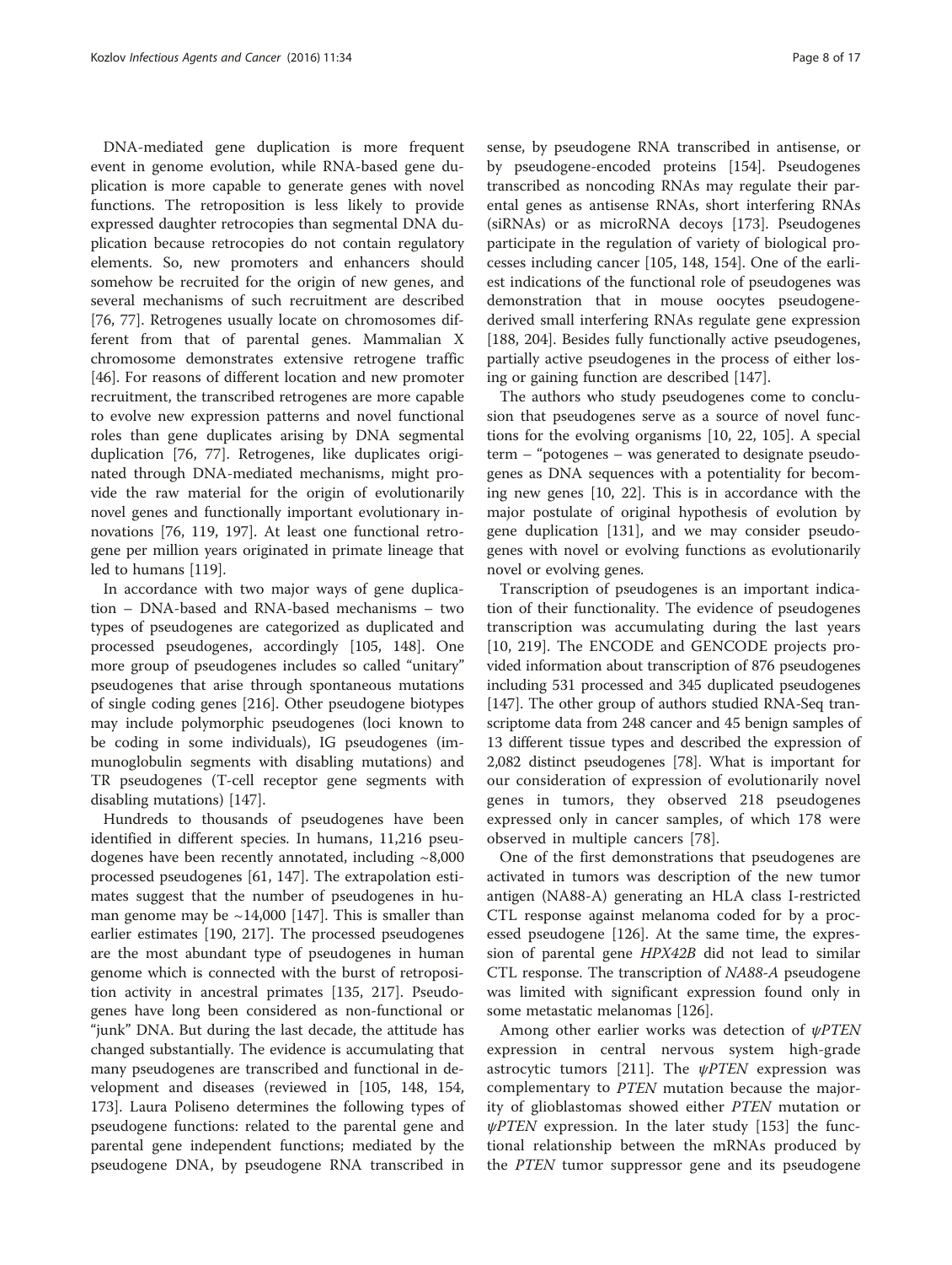DNA-mediated gene duplication is more frequent event in genome evolution, while RNA-based gene duplication is more capable to generate genes with novel functions. The retroposition is less likely to provide expressed daughter retrocopies than segmental DNA duplication because retrocopies do not contain regulatory elements. So, new promoters and enhancers should somehow be recruited for the origin of new genes, and several mechanisms of such recruitment are described [76, 77]. Retrogenes usually locate on chromosomes different from that of parental genes. Mammalian X chromosome demonstrates extensive retrogene traffic [46]. For reasons of different location and new promoter recruitment, the transcribed retrogenes are more capable to evolve new expression patterns and novel functional roles than gene duplicates arising by DNA segmental duplication [76, 77]. Retrogenes, like duplicates originated through DNA-mediated mechanisms, might provide the raw material for the origin of evolutionarily novel genes and functionally important evolutionary innovations [76, 119, 197]. At least one functional retrogene per million years originated in primate lineage that led to humans [119].

In accordance with two major ways of gene duplication – DNA-based and RNA-based mechanisms – two types of pseudogenes are categorized as duplicated and processed pseudogenes, accordingly [105, 148]. One more group of pseudogenes includes so called "unitary" pseudogenes that arise through spontaneous mutations of single coding genes [216]. Other pseudogene biotypes may include polymorphic pseudogenes (loci known to be coding in some individuals), IG pseudogenes (immunoglobulin segments with disabling mutations) and TR pseudogenes (T-cell receptor gene segments with disabling mutations) [147].

Hundreds to thousands of pseudogenes have been identified in different species. In humans, 11,216 pseudogenes have been recently annotated, including ~8,000 processed pseudogenes [61, 147]. The extrapolation estimates suggest that the number of pseudogenes in human genome may be ~14,000 [147]. This is smaller than earlier estimates [190, 217]. The processed pseudogenes are the most abundant type of pseudogenes in human genome which is connected with the burst of retroposition activity in ancestral primates [135, 217]. Pseudogenes have long been considered as non-functional or "junk" DNA. But during the last decade, the attitude has changed substantially. The evidence is accumulating that many pseudogenes are transcribed and functional in development and diseases (reviewed in [105, 148, 154, 173]. Laura Poliseno determines the following types of pseudogene functions: related to the parental gene and parental gene independent functions; mediated by the pseudogene DNA, by pseudogene RNA transcribed in sense, by pseudogene RNA transcribed in antisense, or by pseudogene-encoded proteins [154]. Pseudogenes transcribed as noncoding RNAs may regulate their parental genes as antisense RNAs, short interfering RNAs (siRNAs) or as microRNA decoys [173]. Pseudogenes participate in the regulation of variety of biological processes including cancer [105, 148, 154]. One of the earliest indications of the functional role of pseudogenes was demonstration that in mouse oocytes pseudogene-derived small interfering RNAs regulate gene expression [188, 204]. Besides fully functionally active pseudogenes, partially active pseudogenes in the process of either losing or gaining function are described [147].

The authors who study pseudogenes come to conclusion that pseudogenes serve as a source of novel functions for the evolving organisms [10, 22, 105]. A special term – "potogenes – was generated to designate pseudogenes as DNA sequences with a potentiality for becoming new genes [10, 22]. This is in accordance with the major postulate of original hypothesis of evolution by gene duplication [131], and we may consider pseudogenes with novel or evolving functions as evolutionarily novel or evolving genes.

Transcription of pseudogenes is an important indication of their functionality. The evidence of pseudogenes transcription was accumulating during the last years [10, 219]. The ENCODE and GENCODE projects provided information about transcription of 876 pseudogenes including 531 processed and 345 duplicated pseudogenes [147]. The other group of authors studied RNA-Seq transcriptome data from 248 cancer and 45 benign samples of 13 different tissue types and described the expression of 2,082 distinct pseudogenes [78]. What is important for our consideration of expression of evolutionarily novel genes in tumors, they observed 218 pseudogenes expressed only in cancer samples, of which 178 were observed in multiple cancers [78].

One of the first demonstrations that pseudogenes are activated in tumors was description of the new tumor antigen (NA88-A) generating an HLA class I-restricted CTL response against melanoma coded for by a processed pseudogene [126]. At the same time, the expression of parental gene *HPX42B* did not lead to similar CTL response. The transcription of *NA88-A* pseudogene was limited with significant expression found only in some metastatic melanomas [126].

Among other earlier works was detection of *ψPTEN* expression in central nervous system high-grade astrocytic tumors [211]. The *ψPTEN* expression was complementary to *PTEN* mutation because the majority of glioblastomas showed either *PTEN* mutation or *ψPTEN* expression. In the later study [153] the functional relationship between the mRNAs produced by the *PTEN* tumor suppressor gene and its pseudogene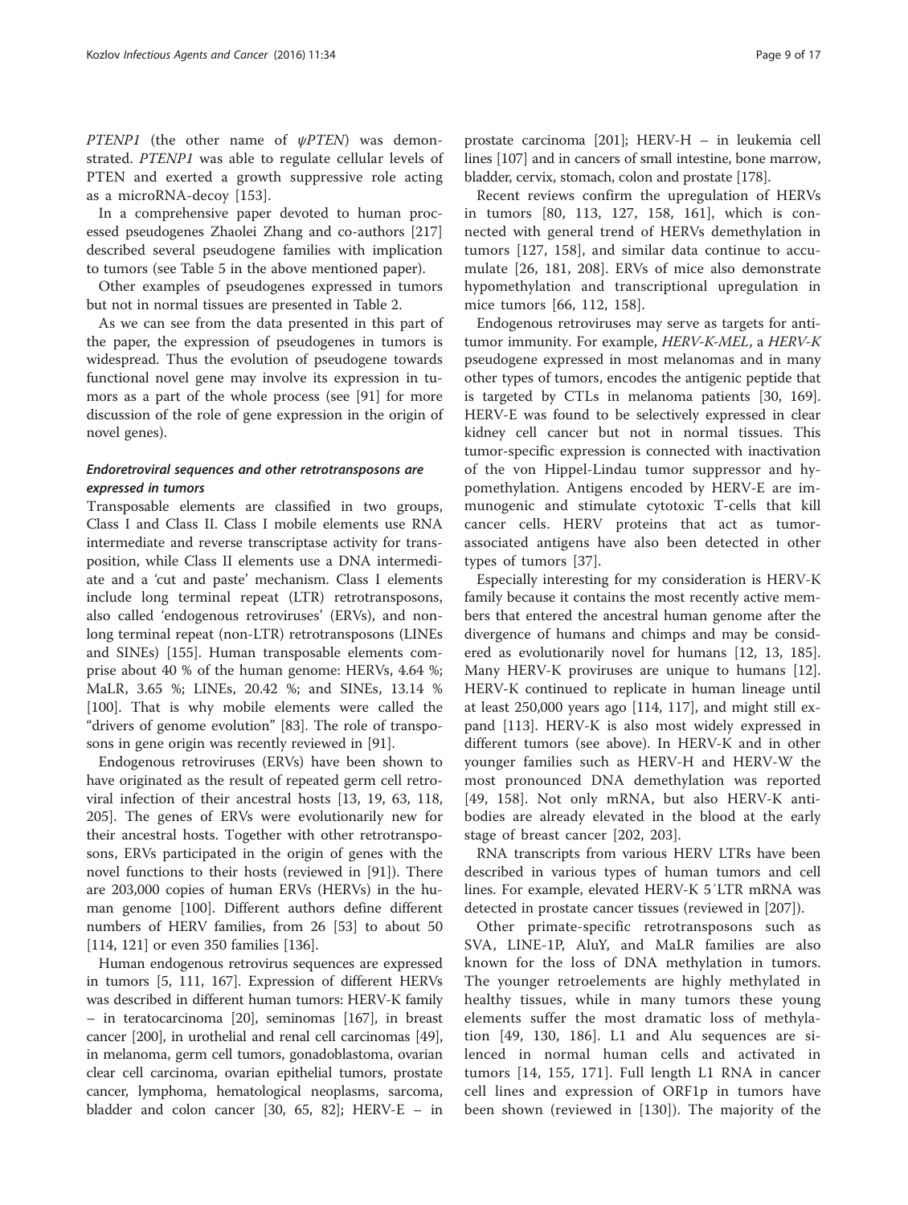*PTENP1* (the other name of *ψPTEN*) was demonstrated. *PTENP1* was able to regulate cellular levels of PTEN and exerted a growth suppressive role acting as a microRNA-decoy [153].

In a comprehensive paper devoted to human processed pseudogenes Zhaolei Zhang and co-authors [217] described several pseudogene families with implication to tumors (see Table 5 in the above mentioned paper).

Other examples of pseudogenes expressed in tumors but not in normal tissues are presented in Table 2.

As we can see from the data presented in this part of the paper, the expression of pseudogenes in tumors is widespread. Thus the evolution of pseudogene towards functional novel gene may involve its expression in tumors as a part of the whole process (see [91] for more discussion of the role of gene expression in the origin of novel genes).

### *Endoretroviral sequences and other retrotransposons are expressed in tumors*

Transposable elements are classified in two groups, Class I and Class II. Class I mobile elements use RNA intermediate and reverse transcriptase activity for transposition, while Class II elements use a DNA intermediate and a 'cut and paste' mechanism. Class I elements include long terminal repeat (LTR) retrotransposons, also called 'endogenous retroviruses' (ERVs), and non-long terminal repeat (non-LTR) retrotransposons (LINEs and SINEs) [155]. Human transposable elements comprise about 40 % of the human genome: HERVs, 4.64 %; MaLR, 3.65 %; LINEs, 20.42 %; and SINEs, 13.14 % [100]. That is why mobile elements were called the "drivers of genome evolution" [83]. The role of transposons in gene origin was recently reviewed in [91].

Endogenous retroviruses (ERVs) have been shown to have originated as the result of repeated germ cell retroviral infection of their ancestral hosts [13, 19, 63, 118, 205]. The genes of ERVs were evolutionarily new for their ancestral hosts. Together with other retrotransposons, ERVs participated in the origin of genes with the novel functions to their hosts (reviewed in [91]). There are 203,000 copies of human ERVs (HERVs) in the human genome [100]. Different authors define different numbers of HERV families, from 26 [53] to about 50 [114, 121] or even 350 families [136].

Human endogenous retrovirus sequences are expressed in tumors [5, 111, 167]. Expression of different HERVs was described in different human tumors: HERV-K family – in teratocarcinoma [20], seminomas [167], in breast cancer [200], in urothelial and renal cell carcinomas [49], in melanoma, germ cell tumors, gonadoblastoma, ovarian clear cell carcinoma, ovarian epithelial tumors, prostate cancer, lymphoma, hematological neoplasms, sarcoma, bladder and colon cancer [30, 65, 82]; HERV-E – in prostate carcinoma [201]; HERV-H – in leukemia cell lines [107] and in cancers of small intestine, bone marrow, bladder, cervix, stomach, colon and prostate [178].

Recent reviews confirm the upregulation of HERVs in tumors [80, 113, 127, 158, 161], which is connected with general trend of HERVs demethylation in tumors [127, 158], and similar data continue to accumulate [26, 181, 208]. ERVs of mice also demonstrate hypomethylation and transcriptional upregulation in mice tumors [66, 112, 158].

Endogenous retroviruses may serve as targets for antitumor immunity. For example, *HERV-K-MEL*, a *HERV-K* pseudogene expressed in most melanomas and in many other types of tumors, encodes the antigenic peptide that is targeted by CTLs in melanoma patients [30, 169]. HERV-E was found to be selectively expressed in clear kidney cell cancer but not in normal tissues. This tumor-specific expression is connected with inactivation of the von Hippel-Lindau tumor suppressor and hypomethylation. Antigens encoded by HERV-E are immunogenic and stimulate cytotoxic T-cells that kill cancer cells. HERV proteins that act as tumor-associated antigens have also been detected in other types of tumors [37].

Especially interesting for my consideration is HERV-K family because it contains the most recently active members that entered the ancestral human genome after the divergence of humans and chimps and may be considered as evolutionarily novel for humans [12, 13, 185]. Many HERV-K proviruses are unique to humans [12]. HERV-K continued to replicate in human lineage until at least 250,000 years ago [114, 117], and might still expand [113]. HERV-K is also most widely expressed in different tumors (see above). In HERV-K and in other younger families such as HERV-H and HERV-W the most pronounced DNA demethylation was reported [49, 158]. Not only mRNA, but also HERV-K antibodies are already elevated in the blood at the early stage of breast cancer [202, 203].

RNA transcripts from various HERV LTRs have been described in various types of human tumors and cell lines. For example, elevated HERV-K 5′LTR mRNA was detected in prostate cancer tissues (reviewed in [207]).

Other primate-specific retrotransposons such as SVA, LINE-1P, AluY, and MaLR families are also known for the loss of DNA methylation in tumors. The younger retroelements are highly methylated in healthy tissues, while in many tumors these young elements suffer the most dramatic loss of methylation [49, 130, 186]. L1 and Alu sequences are silenced in normal human cells and activated in tumors [14, 155, 171]. Full length L1 RNA in cancer cell lines and expression of ORF1p in tumors have been shown (reviewed in [130]). The majority of the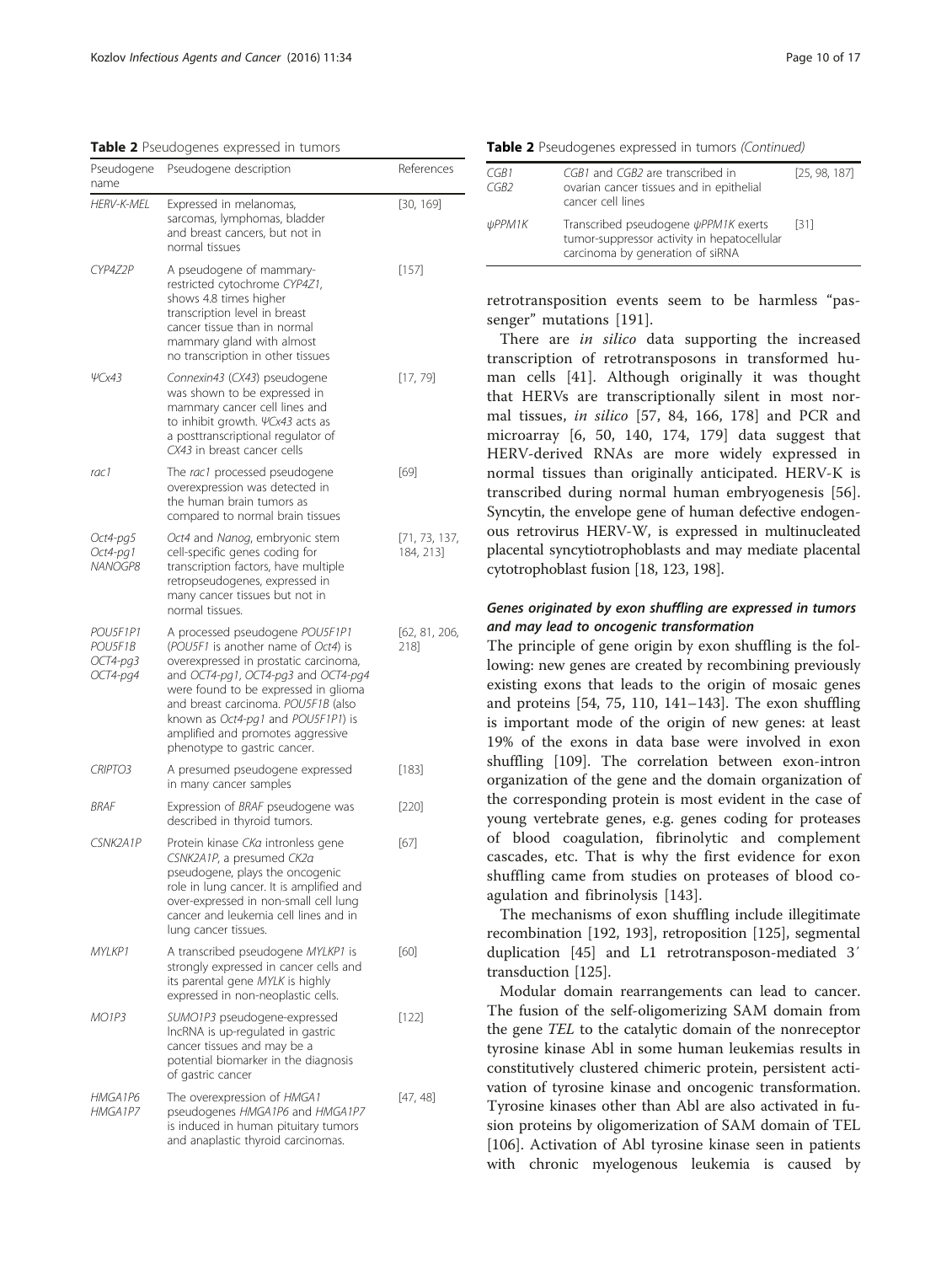**Table 2** Pseudogenes expressed in tumors

| Pseudogene name | Pseudogene description | References |
|---|---|---|
| *HERV-K-MEL* | Expressed in melanomas, sarcomas, lymphomas, bladder and breast cancers, but not in normal tissues | [30, 169] |
| *CYP4Z2P* | A pseudogene of mammary-restricted cytochrome *CYP4Z1*, shows 4.8 times higher transcription level in breast cancer tissue than in normal mammary gland with almost no transcription in other tissues | [157] |
| *ΨCx43* | Connexin43 (*CX43*) pseudogene was shown to be expressed in mammary cancer cell lines and to inhibit growth. *ΨCx43* acts as a posttranscriptional regulator of *CX43* in breast cancer cells | [17, 79] |
| *rac1* | The *rac1* processed pseudogene overexpression was detected in the human brain tumors as compared to normal brain tissues | [69] |
| *Oct4-pg5* *Oct4-pg1* *NANOGP8* | *Oct4* and *Nanog*, embryonic stem cell-specific genes coding for transcription factors, have multiple retropseudogenes, expressed in many cancer tissues but not in normal tissues. | [71, 73, 137, 184, 213] |
| *POU5F1P1* *POU5F1B* *OCT4-pg3* *OCT4-pg4* | A processed pseudogene *POU5F1P1* (*POU5F1* is another name of *Oct4*) is overexpressed in prostatic carcinoma, and *OCT4-pg1*, *OCT4-pg3* and *OCT4-pg4* were found to be expressed in glioma and breast carcinoma. *POU5F1B* (also known as *Oct4-pg1* and *POU5F1P1*) is amplified and promotes aggressive phenotype to gastric cancer. | [62, 81, 206, 218] |
| *CRIPTO3* | A presumed pseudogene expressed in many cancer samples | [183] |
| *BRAF* | Expression of *BRAF* pseudogene was described in thyroid tumors. | [220] |
| *CSNK2A1P* | Protein kinase *CKα* intronless gene *CSNK2A1P*, a presumed *CK2α* pseudogene, plays the oncogenic role in lung cancer. It is amplified and over-expressed in non-small cell lung cancer and leukemia cell lines and in lung cancer tissues. | [67] |
| *MYLKP1* | A transcribed pseudogene *MYLKP1* is strongly expressed in cancer cells and its parental gene *MYLK* is highly expressed in non-neoplastic cells. | [60] |
| *MO1P3* | *SUMO1P3* pseudogene-expressed lncRNA is up-regulated in gastric cancer tissues and may be a potential biomarker in the diagnosis of gastric cancer | [122] |
| *HMGA1P6* *HMGA1P7* | The overexpression of *HMGA1* pseudogenes *HMGA1P6* and *HMGA1P7* is induced in human pituitary tumors and anaplastic thyroid carcinomas. | [47, 48] |
| *CGB1* *CGB2* | *CGB1* and *CGB2* are transcribed in ovarian cancer tissues and in epithelial cancer cell lines | [25, 98, 187] |
| *ψPPM1K* | Transcribed pseudogene *ψPPM1K* exerts tumor-suppressor activity in hepatocellular carcinoma by generation of siRNA | [31] |

retrotransposition events seem to be harmless "passenger" mutations [191].

There are *in silico* data supporting the increased transcription of retrotransposons in transformed human cells [41]. Although originally it was thought that HERVs are transcriptionally silent in most normal tissues, *in silico* [57, 84, 166, 178] and PCR and microarray [6, 50, 140, 174, 179] data suggest that HERV-derived RNAs are more widely expressed in normal tissues than originally anticipated. HERV-K is transcribed during normal human embryogenesis [56]. Syncytin, the envelope gene of human defective endogenous retrovirus HERV-W, is expressed in multinucleated placental syncytiotrophoblasts and may mediate placental cytotrophoblast fusion [18, 123, 198].

### *Genes originated by exon shuffling are expressed in tumors and may lead to oncogenic transformation*

The principle of gene origin by exon shuffling is the following: new genes are created by recombining previously existing exons that leads to the origin of mosaic genes and proteins [54, 75, 110, 141–143]. The exon shuffling is important mode of the origin of new genes: at least 19% of the exons in data base were involved in exon shuffling [109]. The correlation between exon-intron organization of the gene and the domain organization of the corresponding protein is most evident in the case of young vertebrate genes, e.g. genes coding for proteases of blood coagulation, fibrinolytic and complement cascades, etc. That is why the first evidence for exon shuffling came from studies on proteases of blood coagulation and fibrinolysis [143].

The mechanisms of exon shuffling include illegitimate recombination [192, 193], retroposition [125], segmental duplication [45] and L1 retrotransposon-mediated 3′ transduction [125].

Modular domain rearrangements can lead to cancer. The fusion of the self-oligomerizing SAM domain from the gene *TEL* to the catalytic domain of the nonreceptor tyrosine kinase Abl in some human leukemias results in constitutively clustered chimeric protein, persistent activation of tyrosine kinase and oncogenic transformation. Tyrosine kinases other than Abl are also activated in fusion proteins by oligomerization of SAM domain of TEL [106]. Activation of Abl tyrosine kinase seen in patients with chronic myelogenous leukemia is caused by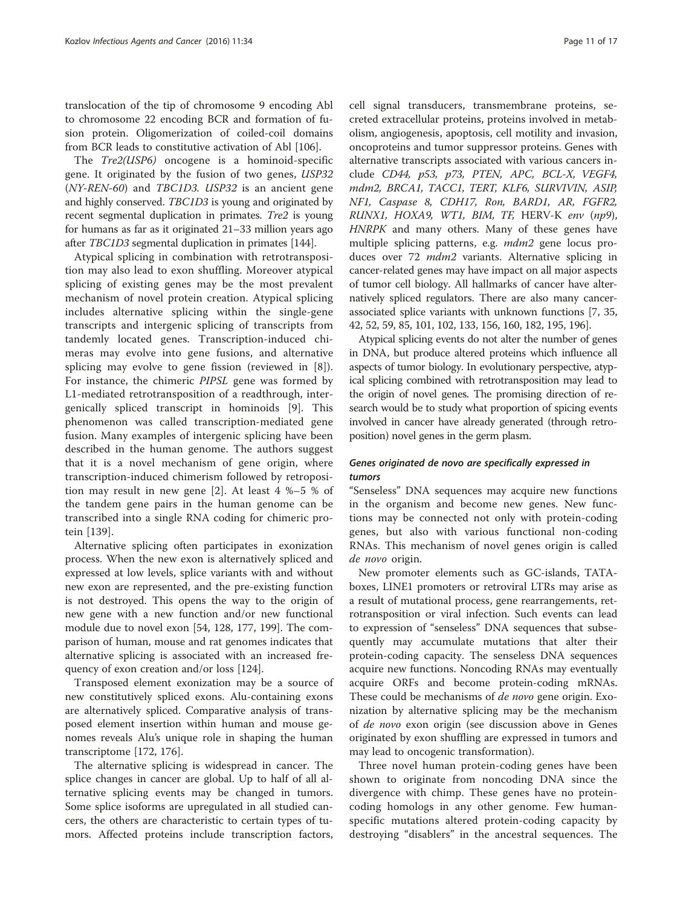translocation of the tip of chromosome 9 encoding Abl to chromosome 22 encoding BCR and formation of fusion protein. Oligomerization of coiled-coil domains from BCR leads to constitutive activation of Abl [106].

The *Tre2(USP6)* oncogene is a hominoid-specific gene. It originated by the fusion of two genes, *USP32* (*NY-REN-60*) and *TBC1D3*. *USP32* is an ancient gene and highly conserved. *TBC1D3* is young and originated by recent segmental duplication in primates. *Tre2* is young for humans as far as it originated 21–33 million years ago after *TBC1D3* segmental duplication in primates [144].

Atypical splicing in combination with retrotransposition may also lead to exon shuffling. Moreover atypical splicing of existing genes may be the most prevalent mechanism of novel protein creation. Atypical splicing includes alternative splicing within the single-gene transcripts and intergenic splicing of transcripts from tandemly located genes. Transcription-induced chimeras may evolve into gene fusions, and alternative splicing may evolve to gene fission (reviewed in [8]). For instance, the chimeric *PIPSL* gene was formed by L1-mediated retrotransposition of a readthrough, intergenically spliced transcript in hominoids [9]. This phenomenon was called transcription-mediated gene fusion. Many examples of intergenic splicing have been described in the human genome. The authors suggest that it is a novel mechanism of gene origin, where transcription-induced chimerism followed by retroposition may result in new gene [2]. At least 4 %–5 % of the tandem gene pairs in the human genome can be transcribed into a single RNA coding for chimeric protein [139].

Alternative splicing often participates in exonization process. When the new exon is alternatively spliced and expressed at low levels, splice variants with and without new exon are represented, and the pre-existing function is not destroyed. This opens the way to the origin of new gene with a new function and/or new functional module due to novel exon [54, 128, 177, 199]. The comparison of human, mouse and rat genomes indicates that alternative splicing is associated with an increased frequency of exon creation and/or loss [124].

Transposed element exonization may be a source of new constitutively spliced exons. Alu-containing exons are alternatively spliced. Comparative analysis of transposed element insertion within human and mouse genomes reveals Alu's unique role in shaping the human transcriptome [172, 176].

The alternative splicing is widespread in cancer. The splice changes in cancer are global. Up to half of all alternative splicing events may be changed in tumors. Some splice isoforms are upregulated in all studied cancers, the others are characteristic to certain types of tumors. Affected proteins include transcription factors, cell signal transducers, transmembrane proteins, secreted extracellular proteins, proteins involved in metabolism, angiogenesis, apoptosis, cell motility and invasion, oncoproteins and tumor suppressor proteins. Genes with alternative transcripts associated with various cancers include *CD44, p53, p73, PTEN, APC, BCL-X, VEGF4, mdm2, BRCA1, TACC1, TERT, KLF6, SURVIVIN, ASIP, NF1, Caspase 8, CDH17, Ron, BARD1, AR, FGFR2, RUNX1, HOXA9, WT1, BIM, TF,* HERV-K *env* (*np9*), *HNRPK* and many others. Many of these genes have multiple splicing patterns, e.g. *mdm2* gene locus produces over 72 *mdm2* variants. Alternative splicing in cancer-related genes may have impact on all major aspects of tumor cell biology. All hallmarks of cancer have alternatively spliced regulators. There are also many cancer-associated splice variants with unknown functions [7, 35, 42, 52, 59, 85, 101, 102, 133, 156, 160, 182, 195, 196].

Atypical splicing events do not alter the number of genes in DNA, but produce altered proteins which influence all aspects of tumor biology. In evolutionary perspective, atypical splicing combined with retrotransposition may lead to the origin of novel genes. The promising direction of research would be to study what proportion of spicing events involved in cancer have already generated (through retroposition) novel genes in the germ plasm.

### Genes originated de novo are specifically expressed in tumors

"Senseless" DNA sequences may acquire new functions in the organism and become new genes. New functions may be connected not only with protein-coding genes, but also with various functional non-coding RNAs. This mechanism of novel genes origin is called *de novo* origin.

New promoter elements such as GC-islands, TATA-boxes, LINE1 promoters or retroviral LTRs may arise as a result of mutational process, gene rearrangements, retrotransposition or viral infection. Such events can lead to expression of "senseless" DNA sequences that subsequently may accumulate mutations that alter their protein-coding capacity. The senseless DNA sequences acquire new functions. Noncoding RNAs may eventually acquire ORFs and become protein-coding mRNAs. These could be mechanisms of *de novo* gene origin. Exonization by alternative splicing may be the mechanism of *de novo* exon origin (see discussion above in Genes originated by exon shuffling are expressed in tumors and may lead to oncogenic transformation).

Three novel human protein-coding genes have been shown to originate from noncoding DNA since the divergence with chimp. These genes have no protein-coding homologs in any other genome. Few human-specific mutations altered protein-coding capacity by destroying "disablers" in the ancestral sequences. The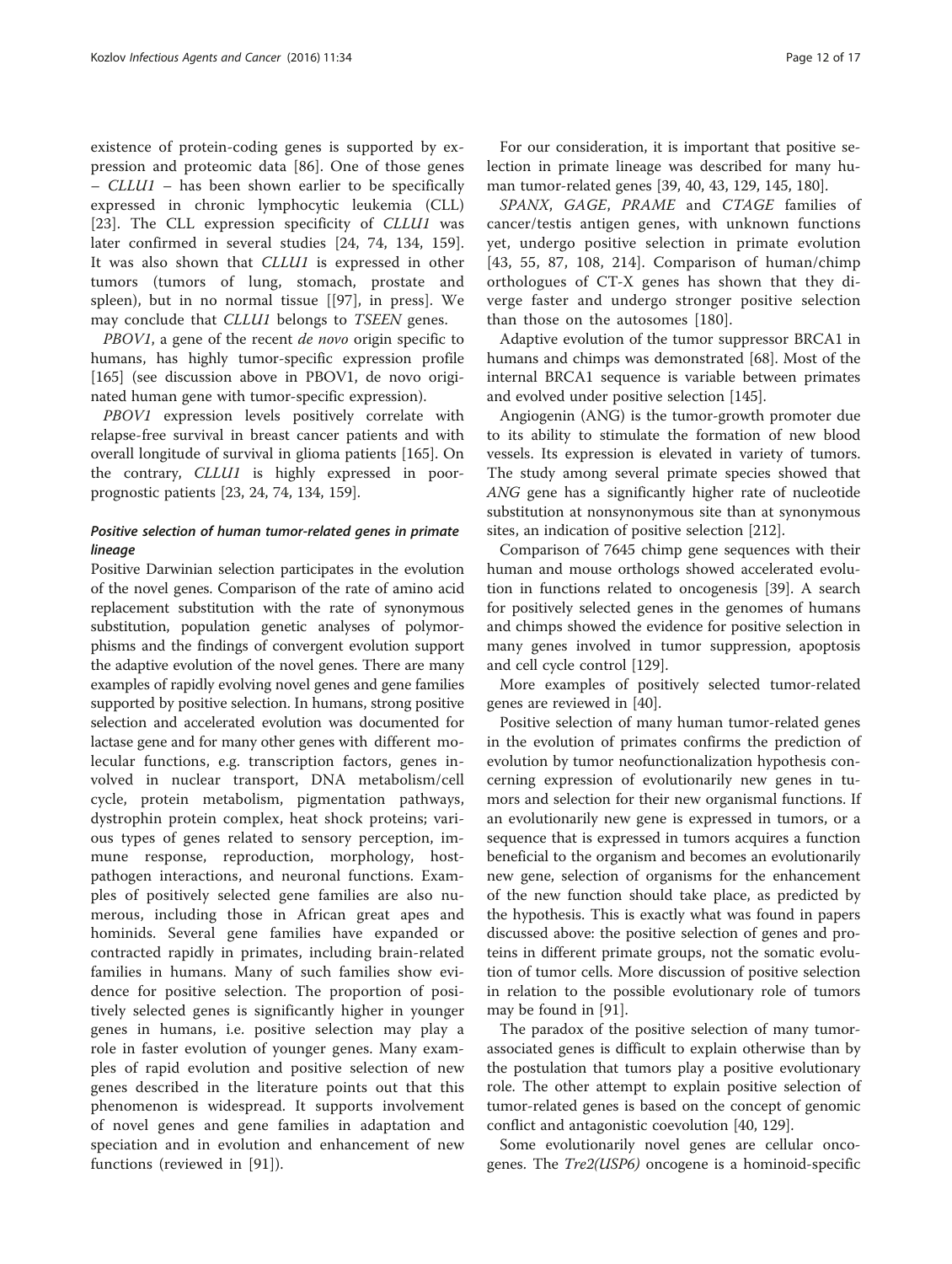existence of protein-coding genes is supported by expression and proteomic data [86]. One of those genes – *CLLU1* – has been shown earlier to be specifically expressed in chronic lymphocytic leukemia (CLL) [23]. The CLL expression specificity of *CLLU1* was later confirmed in several studies [24, 74, 134, 159]. It was also shown that *CLLU1* is expressed in other tumors (tumors of lung, stomach, prostate and spleen), but in no normal tissue [[97], in press]. We may conclude that *CLLU1* belongs to *TSEEN* genes.

*PBOV1*, a gene of the recent *de novo* origin specific to humans, has highly tumor-specific expression profile [165] (see discussion above in PBOV1, de novo originated human gene with tumor-specific expression).

*PBOV1* expression levels positively correlate with relapse-free survival in breast cancer patients and with overall longitude of survival in glioma patients [165]. On the contrary, *CLLU1* is highly expressed in poor-prognostic patients [23, 24, 74, 134, 159].

### *Positive selection of human tumor-related genes in primate lineage*

Positive Darwinian selection participates in the evolution of the novel genes. Comparison of the rate of amino acid replacement substitution with the rate of synonymous substitution, population genetic analyses of polymorphisms and the findings of convergent evolution support the adaptive evolution of the novel genes. There are many examples of rapidly evolving novel genes and gene families supported by positive selection. In humans, strong positive selection and accelerated evolution was documented for lactase gene and for many other genes with different molecular functions, e.g. transcription factors, genes involved in nuclear transport, DNA metabolism/cell cycle, protein metabolism, pigmentation pathways, dystrophin protein complex, heat shock proteins; various types of genes related to sensory perception, immune response, reproduction, morphology, host-pathogen interactions, and neuronal functions. Examples of positively selected gene families are also numerous, including those in African great apes and hominids. Several gene families have expanded or contracted rapidly in primates, including brain-related families in humans. Many of such families show evidence for positive selection. The proportion of positively selected genes is significantly higher in younger genes in humans, i.e. positive selection may play a role in faster evolution of younger genes. Many examples of rapid evolution and positive selection of new genes described in the literature points out that this phenomenon is widespread. It supports involvement of novel genes and gene families in adaptation and speciation and in evolution and enhancement of new functions (reviewed in [91]).

For our consideration, it is important that positive selection in primate lineage was described for many human tumor-related genes [39, 40, 43, 129, 145, 180].

*SPANX*, *GAGE*, *PRAME* and *CTAGE* families of cancer/testis antigen genes, with unknown functions yet, undergo positive selection in primate evolution [43, 55, 87, 108, 214]. Comparison of human/chimp orthologues of CT-X genes has shown that they diverge faster and undergo stronger positive selection than those on the autosomes [180].

Adaptive evolution of the tumor suppressor BRCA1 in humans and chimps was demonstrated [68]. Most of the internal BRCA1 sequence is variable between primates and evolved under positive selection [145].

Angiogenin (ANG) is the tumor-growth promoter due to its ability to stimulate the formation of new blood vessels. Its expression is elevated in variety of tumors. The study among several primate species showed that *ANG* gene has a significantly higher rate of nucleotide substitution at nonsynonymous site than at synonymous sites, an indication of positive selection [212].

Comparison of 7645 chimp gene sequences with their human and mouse orthologs showed accelerated evolution in functions related to oncogenesis [39]. A search for positively selected genes in the genomes of humans and chimps showed the evidence for positive selection in many genes involved in tumor suppression, apoptosis and cell cycle control [129].

More examples of positively selected tumor-related genes are reviewed in [40].

Positive selection of many human tumor-related genes in the evolution of primates confirms the prediction of evolution by tumor neofunctionalization hypothesis concerning expression of evolutionarily new genes in tumors and selection for their new organismal functions. If an evolutionarily new gene is expressed in tumors, or a sequence that is expressed in tumors acquires a function beneficial to the organism and becomes an evolutionarily new gene, selection of organisms for the enhancement of the new function should take place, as predicted by the hypothesis. This is exactly what was found in papers discussed above: the positive selection of genes and proteins in different primate groups, not the somatic evolution of tumor cells. More discussion of positive selection in relation to the possible evolutionary role of tumors may be found in [91].

The paradox of the positive selection of many tumor-associated genes is difficult to explain otherwise than by the postulation that tumors play a positive evolutionary role. The other attempt to explain positive selection of tumor-related genes is based on the concept of genomic conflict and antagonistic coevolution [40, 129].

Some evolutionarily novel genes are cellular oncogenes. The *Tre2(USP6)* oncogene is a hominoid-specific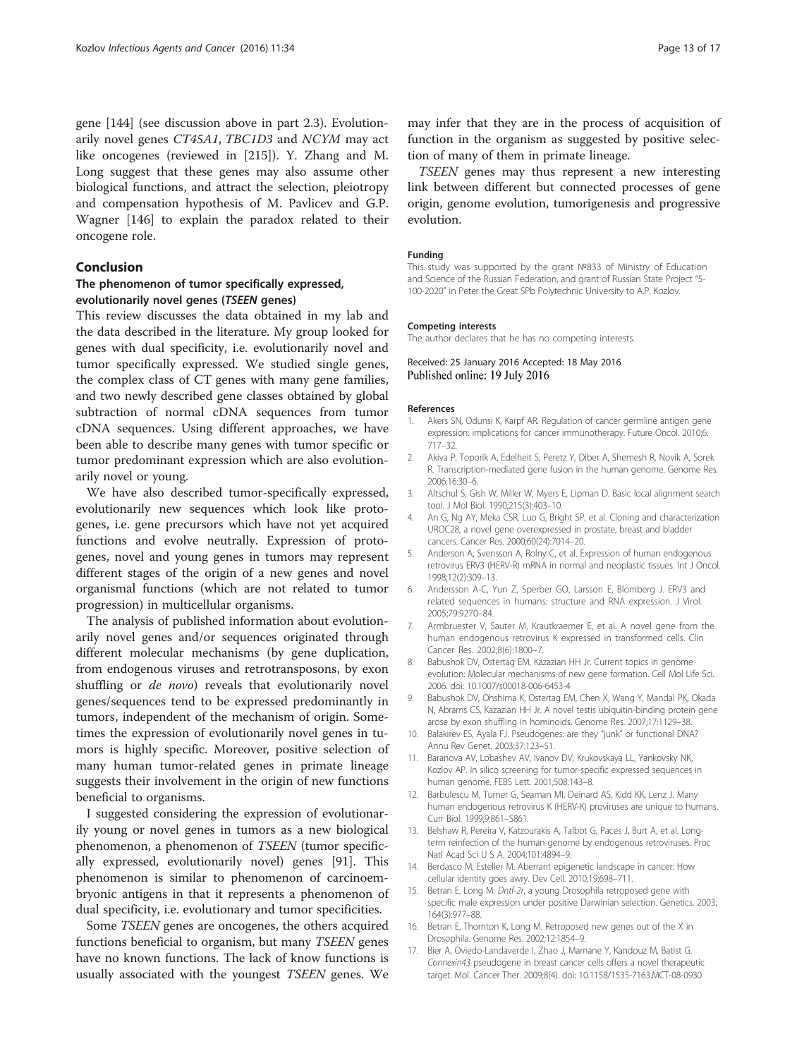gene [144] (see discussion above in part 2.3). Evolutionarily novel genes *CT45A1*, *TBC1D3* and *NCYM* may act like oncogenes (reviewed in [215]). Y. Zhang and M. Long suggest that these genes may also assume other biological functions, and attract the selection, pleiotropy and compensation hypothesis of M. Pavlicev and G.P. Wagner [146] to explain the paradox related to their oncogene role.

## Conclusion

### The phenomenon of tumor specifically expressed, evolutionarily novel genes (*TSEEN* genes)

This review discusses the data obtained in my lab and the data described in the literature. My group looked for genes with dual specificity, i.e. evolutionarily novel and tumor specifically expressed. We studied single genes, the complex class of CT genes with many gene families, and two newly described gene classes obtained by global subtraction of normal cDNA sequences from tumor cDNA sequences. Using different approaches, we have been able to describe many genes with tumor specific or tumor predominant expression which are also evolutionarily novel or young.

We have also described tumor-specifically expressed, evolutionarily new sequences which look like protogenes, i.e. gene precursors which have not yet acquired functions and evolve neutrally. Expression of protogenes, novel and young genes in tumors may represent different stages of the origin of a new genes and novel organismal functions (which are not related to tumor progression) in multicellular organisms.

The analysis of published information about evolutionarily novel genes and/or sequences originated through different molecular mechanisms (by gene duplication, from endogenous viruses and retrotransposons, by exon shuffling or *de novo*) reveals that evolutionarily novel genes/sequences tend to be expressed predominantly in tumors, independent of the mechanism of origin. Sometimes the expression of evolutionarily novel genes in tumors is highly specific. Moreover, positive selection of many human tumor-related genes in primate lineage suggests their involvement in the origin of new functions beneficial to organisms.

I suggested considering the expression of evolutionarily young or novel genes in tumors as a new biological phenomenon, a phenomenon of *TSEEN* (tumor specifically expressed, evolutionarily novel) genes [91]. This phenomenon is similar to phenomenon of carcinoembryonic antigens in that it represents a phenomenon of dual specificity, i.e. evolutionary and tumor specificities.

Some *TSEEN* genes are oncogenes, the others acquired functions beneficial to organism, but many *TSEEN* genes have no known functions. The lack of know functions is usually associated with the youngest *TSEEN* genes. We may infer that they are in the process of acquisition of function in the organism as suggested by positive selection of many of them in primate lineage.

*TSEEN* genes may thus represent a new interesting link between different but connected processes of gene origin, genome evolution, tumorigenesis and progressive evolution.

#### Funding

This study was supported by the grant №833 of Ministry of Education and Science of the Russian Federation, and grant of Russian State Project "5-100-2020" in Peter the Great SPb Polytechnic University to A.P. Kozlov.

#### Competing interests

The author declares that he has no competing interests.

Received: 25 January 2016 Accepted: 18 May 2016
Published online: 19 July 2016

#### References

1. Akers SN, Odunsi K, Karpf AR. Regulation of cancer germline antigen gene expression: implications for cancer immunotherapy. Future Oncol. 2010;6:717–32.
2. Akiva P, Toporik A, Edelheit S, Peretz Y, Diber A, Shemesh R, Novik A, Sorek R. Transcription-mediated gene fusion in the human genome. Genome Res. 2006;16:30–6.
3. Altschul S, Gish W, Miller W, Myers E, Lipman D. Basic local alignment search tool. J Mol Biol. 1990;215(3):403–10.
4. An G, Ng AY, Meka CSR, Luo G, Bright SP, et al. Cloning and characterization UROC28, a novel gene overexpressed in prostate, breast and bladder cancers. Cancer Res. 2000;60(24):7014–20.
5. Anderson A, Svensson A, Rolny C, et al. Expression of human endogenous retrovirus ERV3 (HERV-R) mRNA in normal and neoplastic tissues. Int J Oncol. 1998;12(2):309–13.
6. Andersson A-C, Yun Z, Sperber GO, Larsson E, Blomberg J. ERV3 and related sequences in humans: structure and RNA expression. J Virol. 2005;79:9270–84.
7. Armbruester V, Sauter M, Krautkraemer E, et al. A novel gene from the human endogenous retrovirus K expressed in transformed cells. Clin Cancer Res. 2002;8(6):1800–7.
8. Babushok DV, Ostertag EM, Kazazian HH Jr. Current topics in genome evolution: Molecular mechanisms of new gene formation. Cell Mol Life Sci. 2006. doi: 10.1007/s00018-006-6453-4
9. Babushok DV, Ohshima K, Ostertag EM, Chen X, Wang Y, Mandal PK, Okada N, Abrams CS, Kazazian HH Jr. A novel testis ubiquitin-binding protein gene arose by exon shuffling in hominoids. Genome Res. 2007;17:1129–38.
10. Balakirev ES, Ayala FJ. Pseudogenes: are they "junk" or functional DNA? Annu Rev Genet. 2003;37:123–51.
11. Baranova AV, Lobashev AV, Ivanov DV, Krukovskaya LL, Yankovsky NK, Kozlov AP. In silico screening for tumor-specific expressed sequences in human genome. FEBS Lett. 2001;508:143–8.
12. Barbulescu M, Turner G, Seaman MI, Deinard AS, Kidd KK, Lenz J. Many human endogenous retrovirus K (HERV-K) proviruses are unique to humans. Curr Biol. 1999;9:861–S861.
13. Belshaw R, Pereira V, Katzourakis A, Talbot G, Paces J, Burt A, et al. Long-term reinfection of the human genome by endogenous retroviruses. Proc Natl Acad Sci U S A. 2004;101:4894–9.
14. Berdasco M, Esteller M. Aberrant epigenetic landscape in cancer: How cellular identity goes awry. Dev Cell. 2010;19:698–711.
15. Betran E, Long M. *Dntf-2r*, a young Drosophila retroposed gene with specific male expression under positive Darwinian selection. Genetics. 2003;164(3):977–88.
16. Betran E, Thornton K, Long M. Retroposed new genes out of the X in Drosophila. Genome Res. 2002;12:1854–9.
17. Bier A, Oviedo-Landaverde I, Zhao J, Mamane Y, Kandouz M, Batist G. *Connexin43* pseudogene in breast cancer cells offers a novel therapeutic target. Mol. Cancer Ther. 2009;8(4). doi: 10.1158/1535-7163.MCT-08-0930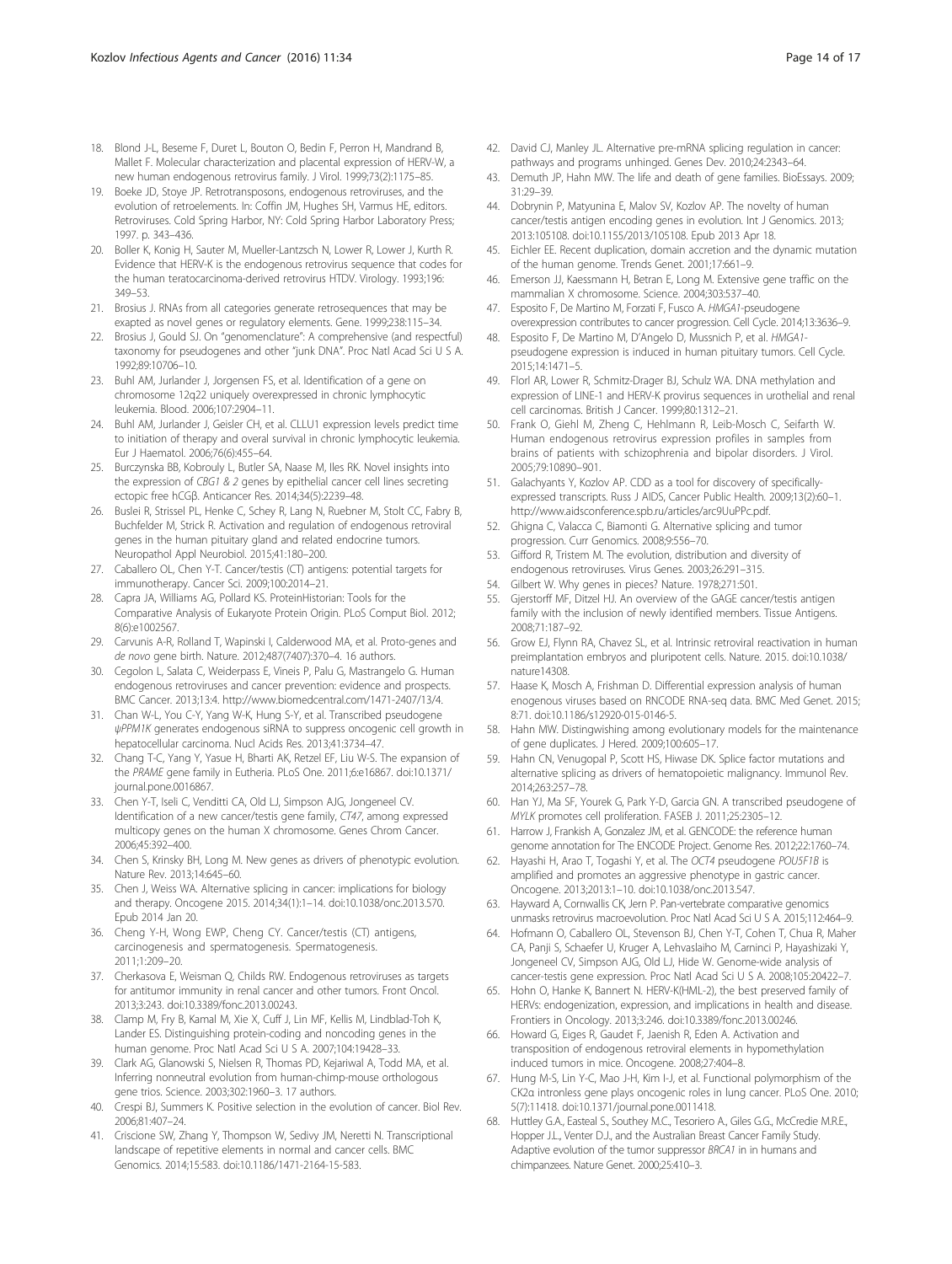18. Blond J-L, Beseme F, Duret L, Bouton O, Bedin F, Perron H, Mandrand B, Mallet F. Molecular characterization and placental expression of HERV-W, a new human endogenous retrovirus family. J Virol. 1999;73(2):1175–85.
19. Boeke JD, Stoye JP. Retrotransposons, endogenous retroviruses, and the evolution of retroelements. In: Coffin JM, Hughes SH, Varmus HE, editors. Retroviruses. Cold Spring Harbor, NY: Cold Spring Harbor Laboratory Press; 1997. p. 343–436.
20. Boller K, Konig H, Sauter M, Mueller-Lantzsch N, Lower R, Lower J, Kurth R. Evidence that HERV-K is the endogenous retrovirus sequence that codes for the human teratocarcinoma-derived retrovirus HTDV. Virology. 1993;196: 349–53.
21. Brosius J. RNAs from all categories generate retrosequences that may be exapted as novel genes or regulatory elements. Gene. 1999;238:115–34.
22. Brosius J, Gould SJ. On "genomenclature": A comprehensive (and respectful) taxonomy for pseudogenes and other "junk DNA". Proc Natl Acad Sci U S A. 1992;89:10706–10.
23. Buhl AM, Jurlander J, Jorgensen FS, et al. Identification of a gene on chromosome 12q22 uniquely overexpressed in chronic lymphocytic leukemia. Blood. 2006;107:2904–11.
24. Buhl AM, Jurlander J, Geisler CH, et al. CLLU1 expression levels predict time to initiation of therapy and overal survival in chronic lymphocytic leukemia. Eur J Haematol. 2006;76(6):455–64.
25. Burczynska BB, Kobrouly L, Butler SA, Naase M, Iles RK. Novel insights into the expression of *CBG1 & 2* genes by epithelial cancer cell lines secreting ectopic free hCGβ. Anticancer Res. 2014;34(5):2239–48.
26. Buslei R, Strissel PL, Henke C, Schey R, Lang N, Ruebner M, Stolt CC, Fabry B, Buchfelder M, Strick R. Activation and regulation of endogenous retroviral genes in the human pituitary gland and related endocrine tumors. Neuropathol Appl Neurobiol. 2015;41:180–200.
27. Caballero OL, Chen Y-T. Cancer/testis (CT) antigens: potential targets for immunotherapy. Cancer Sci. 2009;100:2014–21.
28. Capra JA, Williams AG, Pollard KS. ProteinHistorian: Tools for the Comparative Analysis of Eukaryote Protein Origin. PLoS Comput Biol. 2012; 8(6):e1002567.
29. Carvunis A-R, Rolland T, Wapinski I, Calderwood MA, et al. Proto-genes and *de novo* gene birth. Nature. 2012;487(7407):370–4. 16 authors.
30. Cegolon L, Salata C, Weiderpass E, Vineis P, Palu G, Mastrangelo G. Human endogenous retroviruses and cancer prevention: evidence and prospects. BMC Cancer. 2013;13:4. http://www.biomedcentral.com/1471-2407/13/4.
31. Chan W-L, You C-Y, Yang W-K, Hung S-Y, et al. Transcribed pseudogene *ψPPM1K* generates endogenous siRNA to suppress oncogenic cell growth in hepatocellular carcinoma. Nucl Acids Res. 2013;41:3734–47.
32. Chang T-C, Yang Y, Yasue H, Bharti AK, Retzel EF, Liu W-S. The expansion of the *PRAME* gene family in Eutheria. PLoS One. 2011;6:e16867. doi:10.1371/ journal.pone.0016867.
33. Chen Y-T, Iseli C, Venditti CA, Old LJ, Simpson AJG, Jongeneel CV. Identification of a new cancer/testis gene family, *CT47*, among expressed multicopy genes on the human X chromosome. Genes Chrom Cancer. 2006;45:392–400.
34. Chen S, Krinsky BH, Long M. New genes as drivers of phenotypic evolution. Nature Rev. 2013;14:645–60.
35. Chen J, Weiss WA. Alternative splicing in cancer: implications for biology and therapy. Oncogene 2015. 2014;34(1):1–14. doi:10.1038/onc.2013.570. Epub 2014 Jan 20.
36. Cheng Y-H, Wong EWP, Cheng CY. Cancer/testis (CT) antigens, carcinogenesis and spermatogenesis. Spermatogenesis. 2011;1:209–20.
37. Cherkasova E, Weisman Q, Childs RW. Endogenous retroviruses as targets for antitumor immunity in renal cancer and other tumors. Front Oncol. 2013;3:243. doi:10.3389/fonc.2013.00243.
38. Clamp M, Fry B, Kamal M, Xie X, Cuff J, Lin MF, Kellis M, Lindblad-Toh K, Lander ES. Distinguishing protein-coding and noncoding genes in the human genome. Proc Natl Acad Sci U S A. 2007;104:19428–33.
39. Clark AG, Glanowski S, Nielsen R, Thomas PD, Kejariwal A, Todd MA, et al. Inferring nonneutral evolution from human-chimp-mouse orthologous gene trios. Science. 2003;302:1960–3. 17 authors.
40. Crespi BJ, Summers K. Positive selection in the evolution of cancer. Biol Rev. 2006;81:407–24.
41. Criscione SW, Zhang Y, Thompson W, Sedivy JM, Neretti N. Transcriptional landscape of repetitive elements in normal and cancer cells. BMC Genomics. 2014;15:583. doi:10.1186/1471-2164-15-583.
42. David CJ, Manley JL. Alternative pre-mRNA splicing regulation in cancer: pathways and programs unhinged. Genes Dev. 2010;24:2343–64.
43. Demuth JP, Hahn MW. The life and death of gene families. BioEssays. 2009; 31:29–39.
44. Dobrynin P, Matyunina E, Malov SV, Kozlov AP. The novelty of human cancer/testis antigen encoding genes in evolution. Int J Genomics. 2013; 2013:105108. doi:10.1155/2013/105108. Epub 2013 Apr 18.
45. Eichler EE. Recent duplication, domain accretion and the dynamic mutation of the human genome. Trends Genet. 2001;17:661–9.
46. Emerson JJ, Kaessmann H, Betran E, Long M. Extensive gene traffic on the mammalian X chromosome. Science. 2004;303:537–40.
47. Esposito F, De Martino M, Forzati F, Fusco A. *HMGA1*-pseudogene overexpression contributes to cancer progression. Cell Cycle. 2014;13:3636–9.
48. Esposito F, De Martino M, D'Angelo D, Mussnich P, et al. *HMGA1*-pseudogene expression is induced in human pituitary tumors. Cell Cycle. 2015;14:1471–5.
49. Florl AR, Lower R, Schmitz-Drager BJ, Schulz WA. DNA methylation and expression of LINE-1 and HERV-K provirus sequences in urothelial and renal cell carcinomas. British J Cancer. 1999;80:1312–21.
50. Frank O, Giehl M, Zheng C, Hehlmann R, Leib-Mosch C, Seifarth W. Human endogenous retrovirus expression profiles in samples from brains of patients with schizophrenia and bipolar disorders. J Virol. 2005;79:10890–901.
51. Galachyants Y, Kozlov AP. CDD as a tool for discovery of specifically-expressed transcripts. Russ J AIDS, Cancer Public Health. 2009;13(2):60–1. http://www.aidsconference.spb.ru/articles/arc9UuPPc.pdf.
52. Ghigna C, Valacca C, Biamonti G. Alternative splicing and tumor progression. Curr Genomics. 2008;9:556–70.
53. Gifford R, Tristem M. The evolution, distribution and diversity of endogenous retroviruses. Virus Genes. 2003;26:291–315.
54. Gilbert W. Why genes in pieces? Nature. 1978;271:501.
55. Gjerstorff MF, Ditzel HJ. An overview of the GAGE cancer/testis antigen family with the inclusion of newly identified members. Tissue Antigens. 2008;71:187–92.
56. Grow EJ, Flynn RA, Chavez SL, et al. Intrinsic retroviral reactivation in human preimplantation embryos and pluripotent cells. Nature. 2015. doi:10.1038/ nature14308.
57. Haase K, Mosch A, Frishman D. Differential expression analysis of human enogenous viruses based on RNCODE RNA-seq data. BMC Med Genet. 2015; 8:71. doi:10.1186/s12920-015-0146-5.
58. Hahn MW. Distingwishing among evolutionary models for the maintenance of gene duplicates. J Hered. 2009;100:605–17.
59. Hahn CN, Venugopal P, Scott HS, Hiwase DK. Splice factor mutations and alternative splicing as drivers of hematopoietic malignancy. Immunol Rev. 2014;263:257–78.
60. Han YJ, Ma SF, Yourek G, Park Y-D, Garcia GN. A transcribed pseudogene of *MYLK* promotes cell proliferation. FASEB J. 2011;25:2305–12.
61. Harrow J, Frankish A, Gonzalez JM, et al. GENCODE: the reference human genome annotation for The ENCODE Project. Genome Res. 2012;22:1760–74.
62. Hayashi H, Arao T, Togashi Y, et al. The *OCT4* pseudogene *POU5F1B* is amplified and promotes an aggressive phenotype in gastric cancer. Oncogene. 2013;2013:1–10. doi:10.1038/onc.2013.547.
63. Hayward A, Cornwallis CK, Jern P. Pan-vertebrate comparative genomics unmasks retrovirus macroevolution. Proc Natl Acad Sci U S A. 2015;112:464–9.
64. Hofmann O, Caballero OL, Stevenson BJ, Chen Y-T, Cohen T, Chua R, Maher CA, Panji S, Schaefer U, Kruger A, Lehvaslaiho M, Carninci P, Hayashizaki Y, Jongeneel CV, Simpson AJG, Old LJ, Hide W. Genome-wide analysis of cancer-testis gene expression. Proc Natl Acad Sci U S A. 2008;105:20422–7.
65. Hohn O, Hanke K, Bannert N. HERV-K(HML-2), the best preserved family of HERVs: endogenization, expression, and implications in health and disease. Frontiers in Oncology. 2013;3:246. doi:10.3389/fonc.2013.00246.
66. Howard G, Eiges R, Gaudet F, Jaenish R, Eden A. Activation and transposition of endogenous retroviral elements in hypomethylation induced tumors in mice. Oncogene. 2008;27:404–8.
67. Hung M-S, Lin Y-C, Mao J-H, Kim I-J, et al. Functional polymorphism of the CK2α intronless gene plays oncogenic roles in lung cancer. PLoS One. 2010; 5(7):11418. doi:10.1371/journal.pone.0011418.
68. Huttley G.A., Easteal S., Southey M.C., Tesoriero A., Giles G.G., McCredie M.R.E., Hopper J.L., Venter D.J., and the Australian Breast Cancer Family Study. Adaptive evolution of the tumor suppressor *BRCA1* in humans and chimpanzees. Nature Genet. 2000;25:410–3.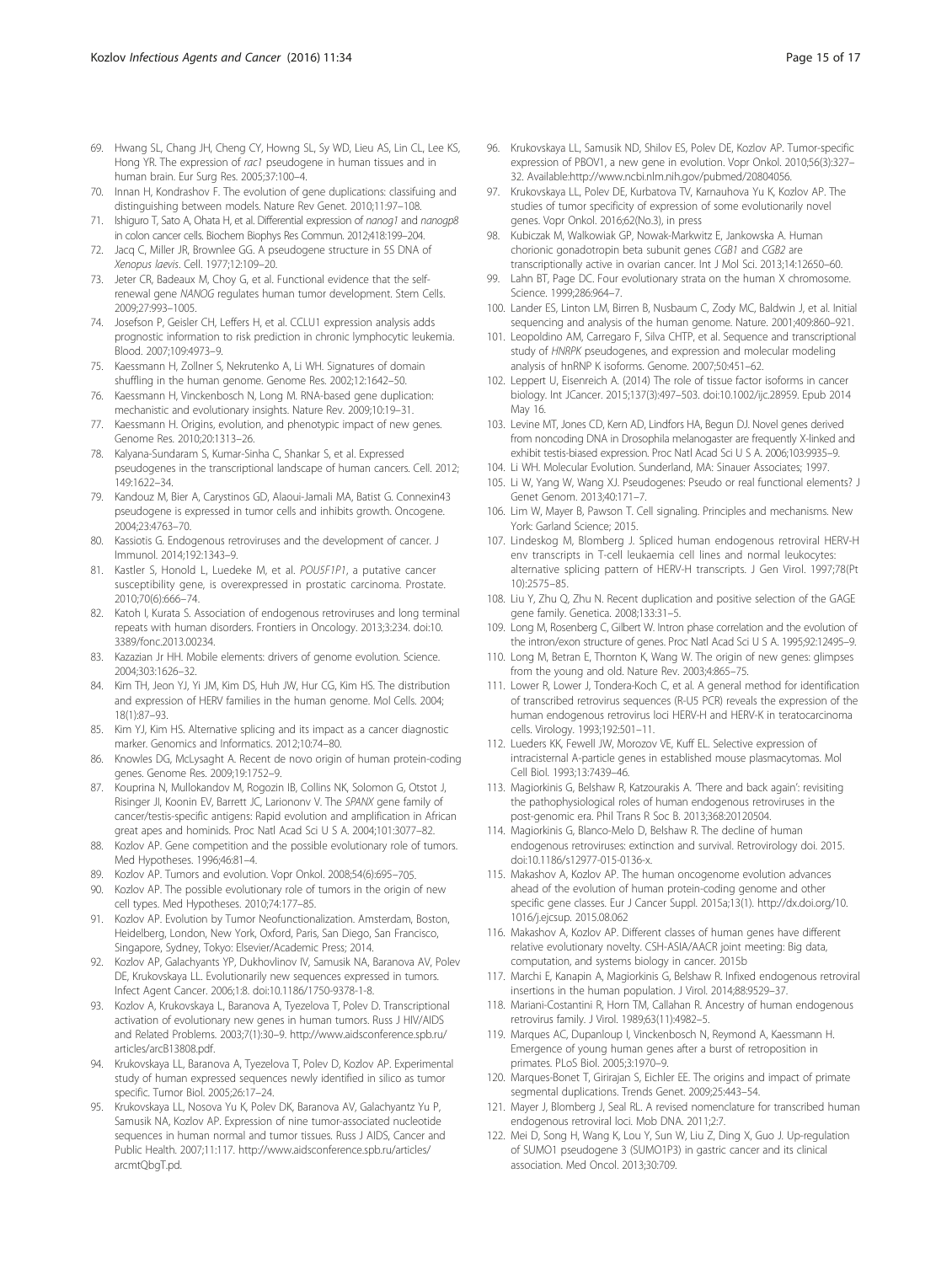69. Hwang SL, Chang JH, Cheng CY, Howng SL, Sy WD, Lieu AS, Lin CL, Lee KS, Hong YR. The expression of *rac1* pseudogene in human tissues and in human brain. Eur Surg Res. 2005;37:100–4.
70. Innan H, Kondrashov F. The evolution of gene duplications: classifuing and distinguishing between models. Nature Rev Genet. 2010;11:97–108.
71. Ishiguro T, Sato A, Ohata H, et al. Differential expression of *nanog1* and *nanogp8* in colon cancer cells. Biochem Biophys Res Commun. 2012;418:199–204.
72. Jacq C, Miller JR, Brownlee GG. A pseudogene structure in 5S DNA of *Xenopus laevis*. Cell. 1977;12:109–20.
73. Jeter CR, Badeaux M, Choy G, et al. Functional evidence that the self-renewal gene *NANOG* regulates human tumor development. Stem Cells. 2009;27:993–1005.
74. Josefson P, Geisler CH, Leffers H, et al. CCLU1 expression analysis adds prognostic information to risk prediction in chronic lymphocytic leukemia. Blood. 2007;109:4973–9.
75. Kaessmann H, Zollner S, Nekrutenko A, Li WH. Signatures of domain shuffling in the human genome. Genome Res. 2002;12:1642–50.
76. Kaessmann H, Vinckenbosch N, Long M. RNA-based gene duplication: mechanistic and evolutionary insights. Nature Rev. 2009;10:19–31.
77. Kaessmann H. Origins, evolution, and phenotypic impact of new genes. Genome Res. 2010;20:1313–26.
78. Kalyana-Sundaram S, Kumar-Sinha C, Shankar S, et al. Expressed pseudogenes in the transcriptional landscape of human cancers. Cell. 2012; 149:1622–34.
79. Kandouz M, Bier A, Carystinos GD, Alaoui-Jamali MA, Batist G. Connexin43 pseudogene is expressed in tumor cells and inhibits growth. Oncogene. 2004;23:4763–70.
80. Kassiotis G. Endogenous retroviruses and the development of cancer. J Immunol. 2014;192:1343–9.
81. Kastler S, Honold L, Luedeke M, et al. *POU5F1P1*, a putative cancer susceptibility gene, is overexpressed in prostatic carcinoma. Prostate. 2010;70(6):666–74.
82. Katoh I, Kurata S. Association of endogenous retroviruses and long terminal repeats with human disorders. Frontiers in Oncology. 2013;3:234. doi:10.3389/fonc.2013.00234.
83. Kazazian Jr HH. Mobile elements: drivers of genome evolution. Science. 2004;303:1626–32.
84. Kim TH, Jeon YJ, Yi JM, Kim DS, Huh JW, Hur CG, Kim HS. The distribution and expression of HERV families in the human genome. Mol Cells. 2004; 18(1):87–93.
85. Kim YJ, Kim HS. Alternative splicing and its impact as a cancer diagnostic marker. Genomics and Informatics. 2012;10:74–80.
86. Knowles DG, McLysaght A. Recent de novo origin of human protein-coding genes. Genome Res. 2009;19:1752–9.
87. Kouprina N, Mullokandov M, Rogozin IB, Collins NK, Solomon G, Otstot J, Risinger JI, Koonin EV, Barrett JC, Larionov V. The *SPANX* gene family of cancer/testis-specific antigens: Rapid evolution and amplification in African great apes and hominids. Proc Natl Acad Sci U S A. 2004;101:3077–82.
88. Kozlov AP. Gene competition and the possible evolutionary role of tumors. Med Hypotheses. 1996;46:81–4.
89. Kozlov AP. Tumors and evolution. Vopr Onkol. 2008;54(6):695–705.
90. Kozlov AP. The possible evolutionary role of tumors in the origin of new cell types. Med Hypotheses. 2010;74:177–85.
91. Kozlov AP. Evolution by Tumor Neofunctionalization. Amsterdam, Boston, Heidelberg, London, New York, Oxford, Paris, San Diego, San Francisco, Singapore, Sydney, Tokyo: Elsevier/Academic Press; 2014.
92. Kozlov AP, Galachyants YP, Dukhovlinov IV, Samusik NA, Baranova AV, Polev DE, Krukovskaya LL. Evolutionarily new sequences expressed in tumors. Infect Agent Cancer. 2006;1:8. doi:10.1186/1750-9378-1-8.
93. Kozlov A, Krukovskaya L, Baranova A, Tyezelova T, Polev D. Transcriptional activation of evolutionary new genes in human tumors. Russ J HIV/AIDS and Related Problems. 2003;7(1):30–9. http://www.aidsconference.spb.ru/articles/arcB13808.pdf.
94. Krukovskaya LL, Baranova A, Tyezelova T, Polev D, Kozlov AP. Experimental study of human expressed sequences newly identified in silico as tumor specific. Tumor Biol. 2005;26:17–24.
95. Krukovskaya LL, Nosova Yu K, Polev DK, Baranova AV, Galachyantz Yu P, Samusik NA, Kozlov AP. Expression of nine tumor-associated nucleotide sequences in human normal and tumor tissues. Russ J AIDS, Cancer and Public Health. 2007;11:117. http://www.aidsconference.spb.ru/articles/arcmtQbgT.pd.
96. Krukovskaya LL, Samusik ND, Shilov ES, Polev DE, Kozlov AP. Tumor-specific expression of PBOV1, a new gene in evolution. Vopr Onkol. 2010;56(3):327–32. Available:http://www.ncbi.nlm.nih.gov/pubmed/20804056.
97. Krukovskaya LL, Polev DE, Kurbatova TV, Karnauhova Yu K, Kozlov AP. The studies of tumor specificity of expression of some evolutionarily novel genes. Vopr Onkol. 2016;62(No.3), in press
98. Kubiczak M, Walkowiak GP, Nowak-Markwitz E, Jankowska A. Human chorionic gonadotropin beta subunit genes *CGB1* and *CGB2* are transcriptionally active in ovarian cancer. Int J Mol Sci. 2013;14:12650–60.
99. Lahn BT, Page DC. Four evolutionary strata on the human X chromosome. Science. 1999;286:964–7.
100. Lander ES, Linton LM, Birren B, Nusbaum C, Zody MC, Baldwin J, et al. Initial sequencing and analysis of the human genome. Nature. 2001;409:860–921.
101. Leopoldino AM, Carregaro F, Silva CHTP, et al. Sequence and transcriptional study of *HNRPK* pseudogenes, and expression and molecular modeling analysis of hnRNP K isoforms. Genome. 2007;50:451–62.
102. Leppert U, Eisenreich A. (2014) The role of tissue factor isoforms in cancer biology. Int JCancer. 2015;137(3):497–503. doi:10.1002/ijc.28959. Epub 2014 May 16.
103. Levine MT, Jones CD, Kern AD, Lindfors HA, Begun DJ. Novel genes derived from noncoding DNA in Drosophila melanogaster are frequently X-linked and exhibit testis-biased expression. Proc Natl Acad Sci U S A. 2006;103:9935–9.
104. Li WH. Molecular Evolution. Sunderland, MA: Sinauer Associates; 1997.
105. Li W, Yang W, Wang XJ. Pseudogenes: Pseudo or real functional elements? J Genet Genom. 2013;40:171–7.
106. Lim W, Mayer B, Pawson T. Cell signaling. Principles and mechanisms. New York: Garland Science; 2015.
107. Lindeskog M, Blomberg J. Spliced human endogenous retroviral HERV-H env transcripts in T-cell leukaemia cell lines and normal leukocytes: alternative splicing pattern of HERV-H transcripts. J Gen Virol. 1997;78(Pt 10):2575–85.
108. Liu Y, Zhu Q, Zhu N. Recent duplication and positive selection of the GAGE gene family. Genetica. 2008;133:31–5.
109. Long M, Rosenberg C, Gilbert W. Intron phase correlation and the evolution of the intron/exon structure of genes. Proc Natl Acad Sci U S A. 1995;92:12495–9.
110. Long M, Betran E, Thornton K, Wang W. The origin of new genes: glimpses from the young and old. Nature Rev. 2003;4:865–75.
111. Lower R, Lower J, Tondera-Koch C, et al. A general method for identification of transcribed retrovirus sequences (R-U5 PCR) reveals the expression of the human endogenous retrovirus loci HERV-H and HERV-K in teratocarcinoma cells. Virology. 1993;192:501–11.
112. Lueders KK, Fewell JW, Morozov VE, Kuff EL. Selective expression of intracisternal A-particle genes in established mouse plasmacytomas. Mol Cell Biol. 1993;13:7439–46.
113. Magiorkinis G, Belshaw R, Katzourakis A. 'There and back again': revisiting the pathophysiological roles of human endogenous retroviruses in the post-genomic era. Phil Trans R Soc B. 2013;368:20120504.
114. Magiorkinis G, Blanco-Melo D, Belshaw R. The decline of human endogenous retroviruses: extinction and survival. Retrovirology doi. 2015. doi:10.1186/s12977-015-0136-x.
115. Makashov A, Kozlov AP. The human oncogenome evolution advances ahead of the evolution of human protein-coding genome and other specific gene classes. Eur J Cancer Suppl. 2015a;13(1). http://dx.doi.org/10.1016/j.ejcsup. 2015.08.062
116. Makashov A, Kozlov AP. Different classes of human genes have different relative evolutionary novelty. CSH-ASIA/AACR joint meeting: Big data, computation, and systems biology in cancer. 2015b
117. Marchi E, Kanapin A, Magiorkinis G, Belshaw R. Infixed endogenous retroviral insertions in the human population. J Virol. 2014;88:9529–37.
118. Mariani-Costantini R, Horn TM, Callahan R. Ancestry of human endogenous retrovirus family. J Virol. 1989;63(11):4982–5.
119. Marques AC, Dupanloup I, Vinckenbosch N, Reymond A, Kaessmann H. Emergence of young human genes after a burst of retroposition in primates. PLoS Biol. 2005;3:1970–9.
120. Marques-Bonet T, Girirajan S, Eichler EE. The origins and impact of primate segmental duplications. Trends Genet. 2009;25:443–54.
121. Mayer J, Blomberg J, Seal RL. A revised nomenclature for transcribed human endogenous retroviral loci. Mob DNA. 2011;2:7.
122. Mei D, Song H, Wang K, Lou Y, Sun W, Liu Z, Ding X, Guo J. Up-regulation of SUMO1 pseudogene 3 (SUMO1P3) in gastric cancer and its clinical association. Med Oncol. 2013;30:709.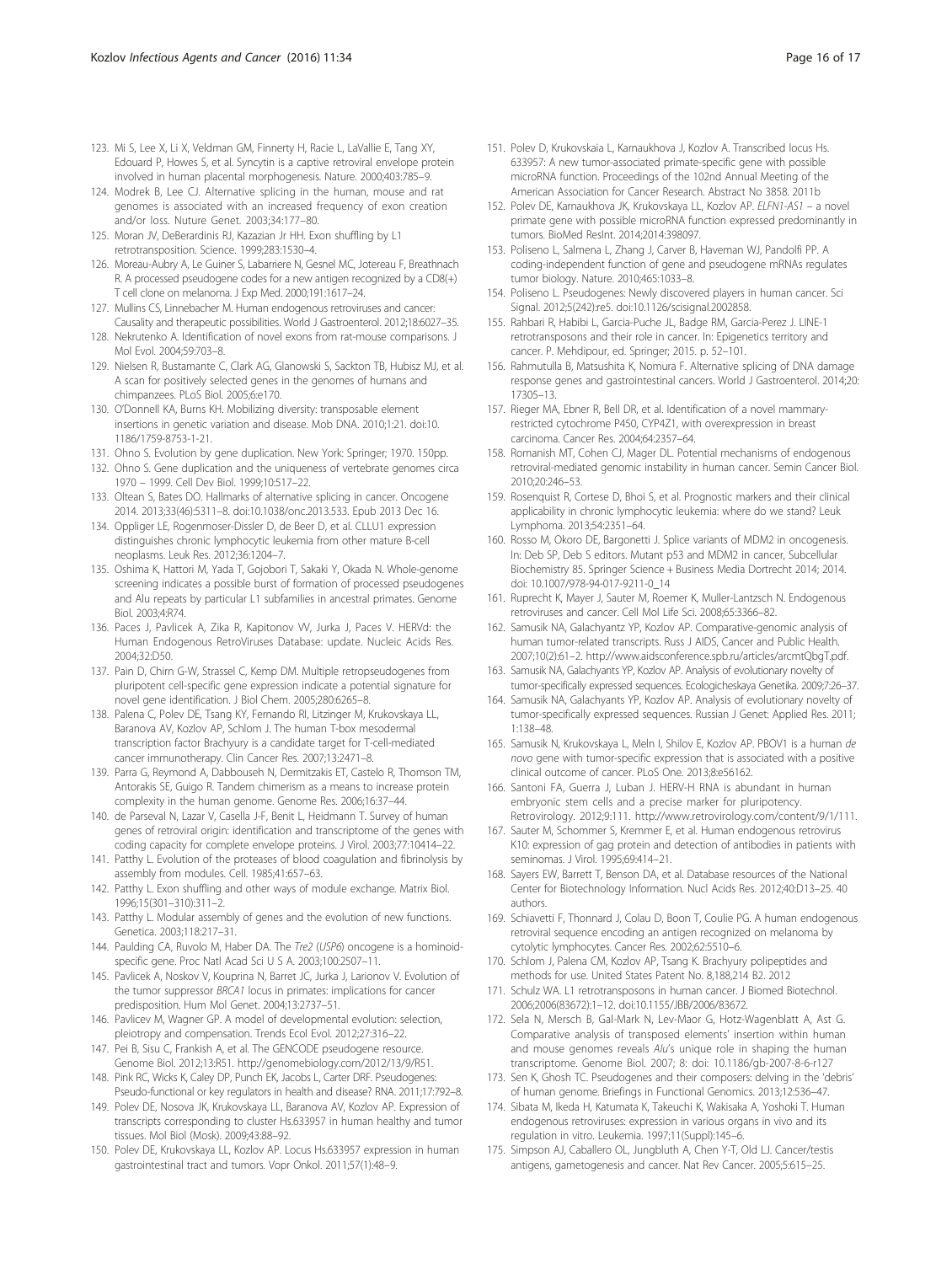123. Mi S, Lee X, Li X, Veldman GM, Finnerty H, Racie L, LaVallie E, Tang XY, Edouard P, Howes S, et al. Syncytin is a captive retroviral envelope protein involved in human placental morphogenesis. Nature. 2000;403:785–9.
124. Modrek B, Lee CJ. Alternative splicing in the human, mouse and rat genomes is associated with an increased frequency of exon creation and/or loss. Nuture Genet. 2003;34:177–80.
125. Moran JV, DeBerardinis RJ, Kazazian Jr HH. Exon shuffling by L1 retrotransposition. Science. 1999;283:1530–4.
126. Moreau-Aubry A, Le Guiner S, Labarriere N, Gesnel MC, Jotereau F, Breathnach R. A processed pseudogene codes for a new antigen recognized by a CD8(+) T cell clone on melanoma. J Exp Med. 2000;191:1617–24.
127. Mullins CS, Linnebacher M. Human endogenous retroviruses and cancer: Causality and therapeutic possibilities. World J Gastroenterol. 2012;18:6027–35.
128. Nekrutenko A. Identification of novel exons from rat-mouse comparisons. J Mol Evol. 2004;59:703–8.
129. Nielsen R, Bustamante C, Clark AG, Glanowski S, Sackton TB, Hubisz MJ, et al. A scan for positively selected genes in the genomes of humans and chimpanzees. PLoS Biol. 2005;6:e170.
130. O'Donnell KA, Burns KH. Mobilizing diversity: transposable element insertions in genetic variation and disease. Mob DNA. 2010;1:21. doi:10.1186/1759-8753-1-21.
131. Ohno S. Evolution by gene duplication. New York: Springer; 1970. 150pp.
132. Ohno S. Gene duplication and the uniqueness of vertebrate genomes circa 1970 – 1999. Cell Dev Biol. 1999;10:517–22.
133. Oltean S, Bates DO. Hallmarks of alternative splicing in cancer. Oncogene 2014. 2013;33(46):5311–8. doi:10.1038/onc.2013.533. Epub 2013 Dec 16.
134. Oppliger LE, Rogenmoser-Dissler D, de Beer D, et al. CLLU1 expression distinguishes chronic lymphocytic leukemia from other mature B-cell neoplasms. Leuk Res. 2012;36:1204–7.
135. Oshima K, Hattori M, Yada T, Gojobori T, Sakaki Y, Okada N. Whole-genome screening indicates a possible burst of formation of processed pseudogenes and Alu repeats by particular L1 subfamilies in ancestral primates. Genome Biol. 2003;4:R74.
136. Paces J, Pavlicek A, Zika R, Kapitonov VV, Jurka J, Paces V. HERVd: the Human Endogenous RetroViruses Database: update. Nucleic Acids Res. 2004;32:D50.
137. Pain D, Chirn G-W, Strassel C, Kemp DM. Multiple retropseudogenes from pluripotent cell-specific gene expression indicate a potential signature for novel gene identification. J Biol Chem. 2005;280:6265–8.
138. Palena C, Polev DE, Tsang KY, Fernando RI, Litzinger M, Krukovskaya LL, Baranova AV, Kozlov AP, Schlom J. The human T-box mesodermal transcription factor Brachyury is a candidate target for T-cell-mediated cancer immunotherapy. Clin Cancer Res. 2007;13:2471–8.
139. Parra G, Reymond A, Dabbouseh N, Dermitzakis ET, Castelo R, Thomson TM, Antorakis SE, Guigo R. Tandem chimerism as a means to increase protein complexity in the human genome. Genome Res. 2006;16:37–44.
140. de Parseval N, Lazar V, Casella J-F, Benit L, Heidmann T. Survey of human genes of retroviral origin: identification and transcriptome of the genes with coding capacity for complete envelope proteins. J Virol. 2003;77:10414–22.
141. Patthy L. Evolution of the proteases of blood coagulation and fibrinolysis by assembly from modules. Cell. 1985;41:657–63.
142. Patthy L. Exon shuffling and other ways of module exchange. Matrix Biol. 1996;15(301–310):311–2.
143. Patthy L. Modular assembly of genes and the evolution of new functions. Genetica. 2003;118:217–31.
144. Paulding CA, Ruvolo M, Haber DA. The *Tre2* (*USP6*) oncogene is a hominoid-specific gene. Proc Natl Acad Sci U S A. 2003;100:2507–11.
145. Pavlicek A, Noskov V, Kouprina N, Barret JC, Jurka J, Larionov V. Evolution of the tumor suppressor *BRCA1* locus in primates: implications for cancer predisposition. Hum Mol Genet. 2004;13:2737–51.
146. Pavlicev M, Wagner GP. A model of developmental evolution: selection, pleiotropy and compensation. Trends Ecol Evol. 2012;27:316–22.
147. Pei B, Sisu C, Frankish A, et al. The GENCODE pseudogene resource. Genome Biol. 2012;13:R51. http://genomebiology.com/2012/13/9/R51.
148. Pink RC, Wicks K, Caley DP, Punch EK, Jacobs L, Carter DRF. Pseudogenes: Pseudo-functional or key regulators in health and disease? RNA. 2011;17:792–8.
149. Polev DE, Nosova JK, Krukovskaya LL, Baranova AV, Kozlov AP. Expression of transcripts corresponding to cluster Hs.633957 in human healthy and tumor tissues. Mol Biol (Mosk). 2009;43:88–92.
150. Polev DE, Krukovskaya LL, Kozlov AP. Locus Hs.633957 expression in human gastrointestinal tract and tumors. Vopr Onkol. 2011;57(1):48–9.
151. Polev D, Krukovskaia L, Karnaukhova J, Kozlov A. Transcribed locus Hs.633957: A new tumor-associated primate-specific gene with possible microRNA function. Proceedings of the 102nd Annual Meeting of the American Association for Cancer Research. Abstract No 3858. 2011b
152. Polev DE, Karnaukhova JK, Krukovskaya LL, Kozlov AP. *ELFN1-AS1* – a novel primate gene with possible microRNA function expressed predominantly in tumors. BioMed ResInt. 2014;2014:398097.
153. Poliseno L, Salmena L, Zhang J, Carver B, Haveman WJ, Pandolfi PP. A coding-independent function of gene and pseudogene mRNAs regulates tumor biology. Nature. 2010;465:1033–8.
154. Poliseno L. Pseudogenes: Newly discovered players in human cancer. Sci Signal. 2012;5(242):re5. doi:10.1126/scisignal.2002858.
155. Rahbari R, Habibi L, Garcia-Puche JL, Badge RM, Garcia-Perez J. LINE-1 retrotransposons and their role in cancer. In: Epigenetics territory and cancer. P. Mehdipour, ed. Springer; 2015. p. 52–101.
156. Rahmutulla B, Matsushita K, Nomura F. Alternative splicing of DNA damage response genes and gastrointestinal cancers. World J Gastroenterol. 2014;20:17305–13.
157. Rieger MA, Ebner R, Bell DR, et al. Identification of a novel mammary-restricted cytochrome P450, CYP4Z1, with overexpression in breast carcinoma. Cancer Res. 2004;64:2357–64.
158. Romanish MT, Cohen CJ, Mager DL. Potential mechanisms of endogenous retroviral-mediated genomic instability in human cancer. Semin Cancer Biol. 2010;20:246–53.
159. Rosenquist R, Cortese D, Bhoi S, et al. Prognostic markers and their clinical applicability in chronic lymphocytic leukemia: where do we stand? Leuk Lymphoma. 2013;54:2351–64.
160. Rosso M, Okoro DE, Bargonetti J. Splice variants of MDM2 in oncogenesis. In: Deb SP, Deb S editors. Mutant p53 and MDM2 in cancer, Subcellular Biochemistry 85. Springer Science + Business Media Dortrecht 2014; 2014. doi: 10.1007/978-94-017-9211-0_14
161. Ruprecht K, Mayer J, Sauter M, Roemer K, Muller-Lantzsch N. Endogenous retroviruses and cancer. Cell Mol Life Sci. 2008;65:3366–82.
162. Samusik NA, Galachyantz YP, Kozlov AP. Comparative-genomic analysis of human tumor-related transcripts. Russ J AIDS, Cancer and Public Health. 2007;10(2):61–2. http://www.aidsconference.spb.ru/articles/arcmtQbgT.pdf.
163. Samusik NA, Galachyants YP, Kozlov AP. Analysis of evolutionary novelty of tumor-specifically expressed sequences. Ecologicheskaya Genetika. 2009;7:26–37.
164. Samusik NA, Galachyants YP, Kozlov AP. Analysis of evolutionary novelty of tumor-specifically expressed sequences. Russian J Genet: Applied Res. 2011; 1:138–48.
165. Samusik N, Krukovskaya L, Meln I, Shilov E, Kozlov AP. PBOV1 is a human *de novo* gene with tumor-specific expression that is associated with a positive clinical outcome of cancer. PLoS One. 2013;8:e56162.
166. Santoni FA, Guerra J, Luban J. HERV-H RNA is abundant in human embryonic stem cells and a precise marker for pluripotency. Retrovirology. 2012;9:111. http://www.retrovirology.com/content/9/1/111.
167. Sauter M, Schommer S, Kremmer E, et al. Human endogenous retrovirus K10: expression of gag protein and detection of antibodies in patients with seminomas. J Virol. 1995;69:414–21.
168. Sayers EW, Barrett T, Benson DA, et al. Database resources of the National Center for Biotechnology Information. Nucl Acids Res. 2012;40:D13–25. 40 authors.
169. Schiavetti F, Thonnard J, Colau D, Boon T, Coulie PG. A human endogenous retroviral sequence encoding an antigen recognized on melanoma by cytolytic lymphocytes. Cancer Res. 2002;62:5510–6.
170. Schlom J, Palena CM, Kozlov AP, Tsang K. Brachyury polipeptides and methods for use. United States Patent No. 8,188,214 B2. 2012
171. Schulz WA. L1 retrotransposons in human cancer. J Biomed Biotechnol. 2006;2006(83672):1–12. doi:10.1155/JBB/2006/83672.
172. Sela N, Mersch B, Gal-Mark N, Lev-Maor G, Hotz-Wagenblatt A, Ast G. Comparative analysis of transposed elements' insertion within human and mouse genomes reveals *Alu*'s unique role in shaping the human transcriptome. Genome Biol. 2007; 8: doi: 10.1186/gb-2007-8-6-r127
173. Sen K, Ghosh TC. Pseudogenes and their composers: delving in the 'debris' of human genome. Briefings in Functional Genomics. 2013;12:536–47.
174. Sibata M, Ikeda H, Katumata K, Takeuchi K, Wakisaka A, Yoshoki T. Human endogenous retroviruses: expression in various organs in vivo and its regulation in vitro. Leukemia. 1997;11(Suppl):145–6.
175. Simpson AJ, Caballero OL, Jungbluth A, Chen Y-T, Old LJ. Cancer/testis antigens, gametogenesis and cancer. Nat Rev Cancer. 2005;5:615–25.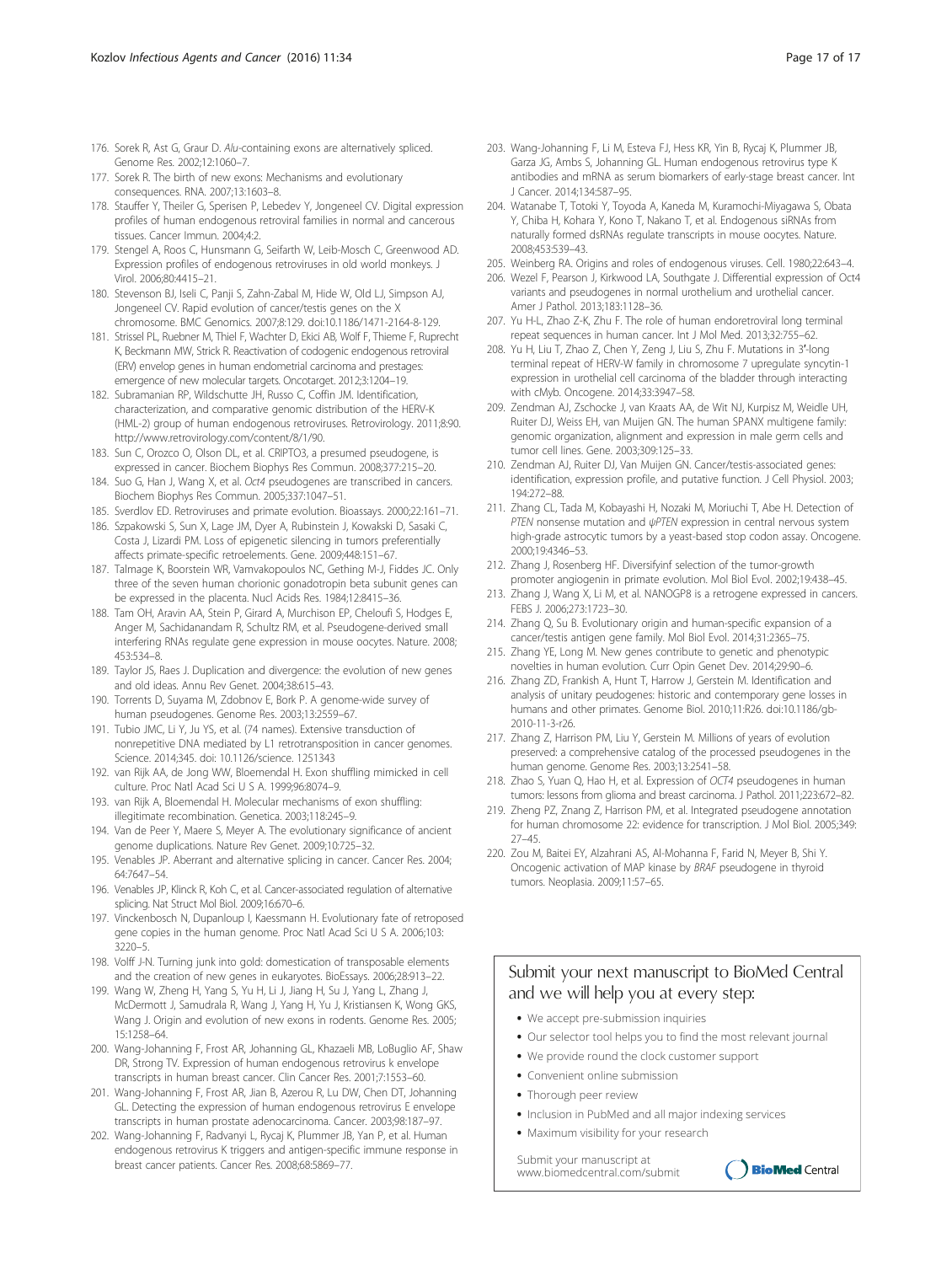176. Sorek R, Ast G, Graur D. *Alu*-containing exons are alternatively spliced. Genome Res. 2002;12:1060–7.
177. Sorek R. The birth of new exons: Mechanisms and evolutionary consequences. RNA. 2007;13:1603–8.
178. Stauffer Y, Theiler G, Sperisen P, Lebedev Y, Jongeneel CV. Digital expression profiles of human endogenous retroviral families in normal and cancerous tissues. Cancer Immun. 2004;4:2.
179. Stengel A, Roos C, Hunsmann G, Seifarth W, Leib-Mosch C, Greenwood AD. Expression profiles of endogenous retroviruses in old world monkeys. J Virol. 2006;80:4415–21.
180. Stevenson BJ, Iseli C, Panji S, Zahn-Zabal M, Hide W, Old LJ, Simpson AJ, Jongeneel CV. Rapid evolution of cancer/testis genes on the X chromosome. BMC Genomics. 2007;8:129. doi:10.1186/1471-2164-8-129.
181. Strissel PL, Ruebner M, Thiel F, Wachter D, Ekici AB, Wolf F, Thieme F, Ruprecht K, Beckmann MW, Strick R. Reactivation of codogenic endogenous retroviral (ERV) envelop genes in human endometrial carcinoma and prestages: emergence of new molecular targets. Oncotarget. 2012;3:1204–19.
182. Subramanian RP, Wildschutte JH, Russo C, Coffin JM. Identification, characterization, and comparative genomic distribution of the HERV-K (HML-2) group of human endogenous retroviruses. Retrovirology. 2011;8:90. http://www.retrovirology.com/content/8/1/90.
183. Sun C, Orozco O, Olson DL, et al. CRIPTO3, a presumed pseudogene, is expressed in cancer. Biochem Biophys Res Commun. 2008;377:215–20.
184. Suo G, Han J, Wang X, et al. *Oct4* pseudogenes are transcribed in cancers. Biochem Biophys Res Commun. 2005;337:1047–51.
185. Sverdlov ED. Retroviruses and primate evolution. Bioassays. 2000;22:161–71.
186. Szpakowski S, Sun X, Lage JM, Dyer A, Rubinstein J, Kowalski D, Sasaki C, Costa J, Lizardi PM. Loss of epigenetic silencing in tumors preferentially affects primate-specific retroelements. Gene. 2009;448:151–67.
187. Talmage K, Boorstein WR, Vamvakopoulos NC, Gething M-J, Fiddes JC. Only three of the seven human chorionic gonadotropin beta subunit genes can be expressed in the placenta. Nucl Acids Res. 1984;12:8415–36.
188. Tam OH, Aravin AA, Stein P, Girard A, Murchison EP, Cheloufi S, Hodges E, Anger M, Sachidanandam R, Schultz RM, et al. Pseudogene-derived small interfering RNAs regulate gene expression in mouse oocytes. Nature. 2008; 453:534–8.
189. Taylor JS, Raes J. Duplication and divergence: the evolution of new genes and old ideas. Annu Rev Genet. 2004;38:615–43.
190. Torrents D, Suyama M, Zdobnov E, Bork P. A genome-wide survey of human pseudogenes. Genome Res. 2003;13:2559–67.
191. Tubio JMC, Li Y, Ju YS, et al. (74 names). Extensive transduction of nonrepetitive DNA mediated by L1 retrotransposition in cancer genomes. Science. 2014;345. doi: 10.1126/science. 1251343
192. van Rijk AA, de Jong WW, Bloemendal H. Exon shuffling mimicked in cell culture. Proc Natl Acad Sci U S A. 1999;96:8074–9.
193. van Rijk A, Bloemendal H. Molecular mechanisms of exon shuffling: illegitimate recombination. Genetica. 2003;118:245–9.
194. Van de Peer Y, Maere S, Meyer A. The evolutionary significance of ancient genome duplications. Nature Rev Genet. 2009;10:725–32.
195. Venables JP. Aberrant and alternative splicing in cancer. Cancer Res. 2004; 64:7647–54.
196. Venables JP, Klinck R, Koh C, et al. Cancer-associated regulation of alternative splicing. Nat Struct Mol Biol. 2009;16:670–6.
197. Vinckenbosch N, Dupanloup I, Kaessmann H. Evolutionary fate of retroposed gene copies in the human genome. Proc Natl Acad Sci U S A. 2006;103: 3220–5.
198. Volff J-N. Turning junk into gold: domestication of transposable elements and the creation of new genes in eukaryotes. BioEssays. 2006;28:913–22.
199. Wang W, Zheng H, Yang S, Yu H, Li J, Jiang H, Su J, Yang L, Zhang J, McDermott J, Samudrala R, Wang J, Yang H, Yu J, Kristiansen K, Wong GKS, Wang J. Origin and evolution of new exons in rodents. Genome Res. 2005; 15:1258–64.
200. Wang-Johanning F, Frost AR, Johanning GL, Khazaeli MB, LoBuglio AF, Shaw DR, Strong TV. Expression of human endogenous retrovirus k envelope transcripts in human breast cancer. Clin Cancer Res. 2001;7:1553–60.
201. Wang-Johanning F, Frost AR, Jian B, Azerou R, Lu DW, Chen DT, Johanning GL. Detecting the expression of human endogenous retrovirus E envelope transcripts in human prostate adenocarcinoma. Cancer. 2003;98:187–97.
202. Wang-Johanning F, Radvanyi L, Rycaj K, Plummer JB, Yan P, et al. Human endogenous retrovirus K triggers and antigen-specific immune response in breast cancer patients. Cancer Res. 2008;68:5869–77.
203. Wang-Johanning F, Li M, Esteva FJ, Hess KR, Yin B, Rycaj K, Plummer JB, Garza JG, Ambs S, Johanning GL. Human endogenous retrovirus type K antibodies and mRNA as serum biomarkers of early-stage breast cancer. Int J Cancer. 2014;134:587–95.
204. Watanabe T, Totoki Y, Toyoda A, Kaneda M, Kuramochi-Miyagawa S, Obata Y, Chiba H, Kohara Y, Kono T, Nakano T, et al. Endogenous siRNAs from naturally formed dsRNAs regulate transcripts in mouse oocytes. Nature. 2008;453:539–43.
205. Weinberg RA. Origins and roles of endogenous viruses. Cell. 1980;22:643–4.
206. Wezel F, Pearson J, Kirkwood LA, Southgate J. Differential expression of Oct4 variants and pseudogenes in normal urothelium and urothelial cancer. Amer J Pathol. 2013;183:1128–36.
207. Yu H-L, Zhao Z-K, Zhu F. The role of human endoretroviral long terminal repeat sequences in human cancer. Int J Mol Med. 2013;32:755–62.
208. Yu H, Liu T, Zhao Z, Chen Y, Zeng J, Liu S, Zhu F. Mutations in 3'-long terminal repeat of HERV-W family in chromosome 7 upregulate syncytin-1 expression in urothelial cell carcinoma of the bladder through interacting with cMyb. Oncogene. 2014;33:3947–58.
209. Zendman AJ, Zschocke J, van Kraats AA, de Wit NJ, Kurpisz M, Weidle UH, Ruiter DJ, Weiss EH, van Muijen GN. The human SPANX multigene family: genomic organization, alignment and expression in male germ cells and tumor cell lines. Gene. 2003;309:125–33.
210. Zendman AJ, Ruiter DJ, Van Muijen GN. Cancer/testis-associated genes: identification, expression profile, and putative function. J Cell Physiol. 2003; 194:272–88.
211. Zhang CL, Tada M, Kobayashi H, Nozaki M, Moriuchi T, Abe H. Detection of *PTEN* nonsense mutation and *ψPTEN* expression in central nervous system high-grade astrocytic tumors by a yeast-based stop codon assay. Oncogene. 2000;19:4346–53.
212. Zhang J, Rosenberg HF. Diversifyinf selection of the tumor-growth promoter angiogenin in primate evolution. Mol Biol Evol. 2002;19:438–45.
213. Zhang J, Wang X, Li M, et al. NANOGP8 is a retrogene expressed in cancers. FEBS J. 2006;273:1723–30.
214. Zhang Q, Su B. Evolutionary origin and human-specific expansion of a cancer/testis antigen gene family. Mol Biol Evol. 2014;31:2365–75.
215. Zhang YE, Long M. New genes contribute to genetic and phenotypic novelties in human evolution. Curr Opin Genet Dev. 2014;29:90–6.
216. Zhang ZD, Frankish A, Hunt T, Harrow J, Gerstein M. Identification and analysis of unitary pseudogenes: historic and contemporary gene losses in humans and other primates. Genome Biol. 2010;11:R26. doi:10.1186/gb-2010-11-3-r26.
217. Zhang Z, Harrison PM, Liu Y, Gerstein M. Millions of years of evolution preserved: a comprehensive catalog of the processed pseudogenes in the human genome. Genome Res. 2003;13:2541–58.
218. Zhao S, Yuan Q, Hao H, et al. Expression of *OCT4* pseudogenes in human tumors: lessons from glioma and breast carcinoma. J Pathol. 2011;223:672–82.
219. Zheng PZ, Znang Z, Harrison PM, et al. Integrated pseudogene annotation for human chromosome 22: evidence for transcription. J Mol Biol. 2005;349: 27–45.
220. Zou M, Baitei EY, Alzahrani AS, Al-Mohanna F, Farid N, Meyer B, Shi Y. Oncogenic activation of MAP kinase by *BRAF* pseudogene in thyroid tumors. Neoplasia. 2009;11:57–65.

Submit your next manuscript to BioMed Central and we will help you at every step:

- We accept pre-submission inquiries
- Our selector tool helps you to find the most relevant journal
- We provide round the clock customer support
- Convenient online submission
- Thorough peer review
- Inclusion in PubMed and all major indexing services
- Maximum visibility for your research

Submit your manuscript at www.biomedcentral.com/submit

BioMed Central